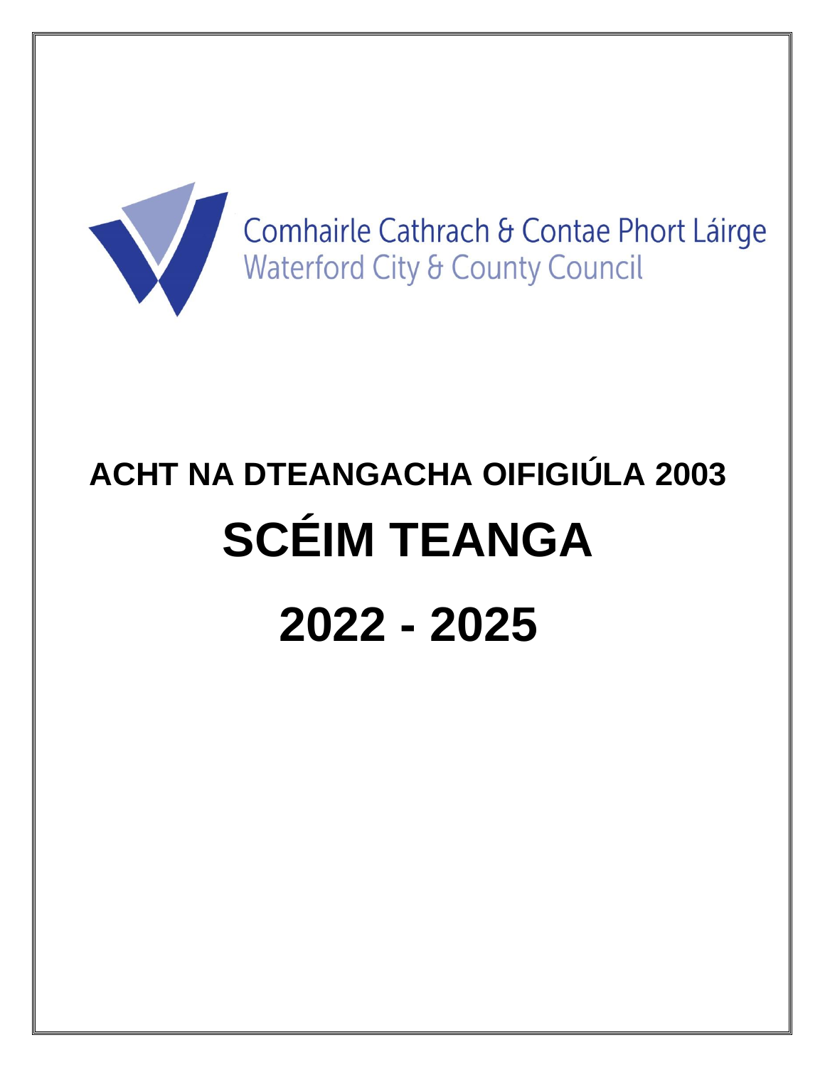Comhairle Cathrach & Contae Phort Láirge
Waterford City & County Council

# ACHT NA DTEANGACHA OIFIGIÚLA 2003

# SCÉIM TEANGA

# 2022 - 2025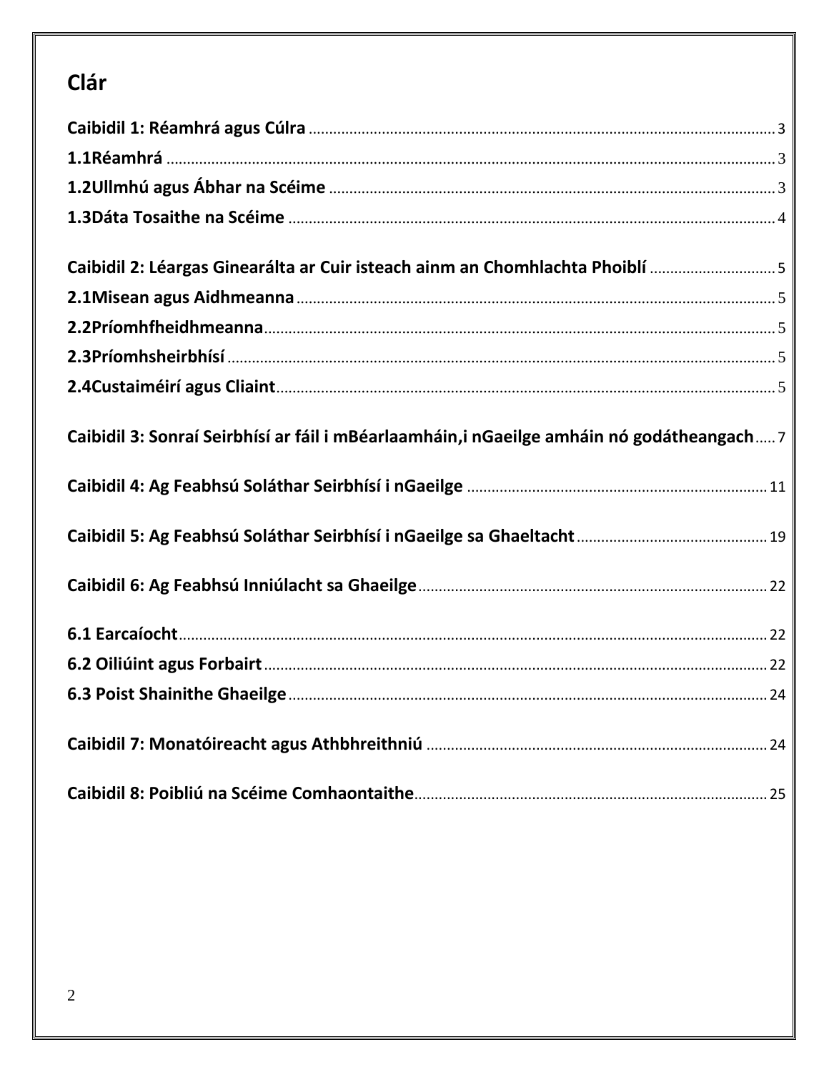# Clár

**Caibidil 1: Réamhrá agus Cúlra** .......... 3

**1.1Réamhrá** .......... 3

**1.2Ullmhú agus Ábhar na Scéime** .......... 3

**1.3Dáta Tosaithe na Scéime** .......... 4

**Caibidil 2: Léargas Ginearálta ar Cuir isteach ainm an Chomhlachta Phoiblí** .......... 5

**2.1Misean agus Aidhmeanna** .......... 5

**2.2Príomhfheidhmeanna** .......... 5

**2.3Príomhsheirbhísí** .......... 5

**2.4Custaiméirí agus Cliaint** .......... 5

**Caibidil 3: Sonraí Seirbhísí ar fáil i mBéarlaamháin,i nGaeilge amháin nó godátheangach** .......... 7

**Caibidil 4: Ag Feabhsú Soláthar Seirbhísí i nGaeilge** .......... 11

**Caibidil 5: Ag Feabhsú Soláthar Seirbhísí i nGaeilge sa Ghaeltacht** .......... 19

**Caibidil 6: Ag Feabhsú Inniúlacht sa Ghaeilge** .......... 22

**6.1 Earcaíocht** .......... 22

**6.2 Oiliúint agus Forbairt** .......... 22

**6.3 Poist Shainithe Ghaeilge** .......... 24

**Caibidil 7: Monatóireacht agus Athbhreithniú** .......... 24

**Caibidil 8: Poibliú na Scéime Comhaontaithe** .......... 25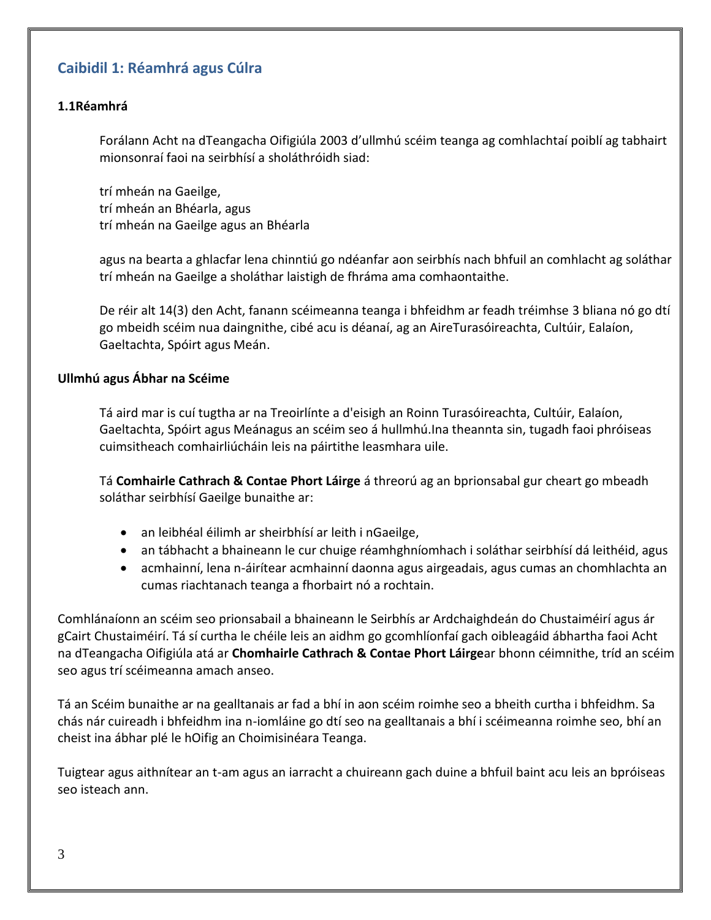## Caibidil 1: Réamhrá agus Cúlra

### 1.1Réamhrá

Forálann Acht na dTeangacha Oifigiúla 2003 d'ullmhú scéim teanga ag comhlachtaí poiblí ag tabhairt mionsonraí faoi na seirbhísí a sholáthróidh siad:

trí mheán na Gaeilge,
trí mheán an Bhéarla, agus
trí mheán na Gaeilge agus an Bhéarla

agus na bearta a ghlacfar lena chinntiú go ndéanfar aon seirbhís nach bhfuil an comhlacht ag soláthar trí mheán na Gaeilge a sholáthar laistigh de fhráma ama comhaontaithe.

De réir alt 14(3) den Acht, fanann scéimeanna teanga i bhfeidhm ar feadh tréimhse 3 bliana nó go dtí go mbeidh scéim nua daingnithe, cibé acu is déanaí, ag an AireTurasóireachta, Cultúir, Ealaíon, Gaeltachta, Spóirt agus Meán.

### Ullmhú agus Ábhar na Scéime

Tá aird mar is cuí tugtha ar na Treoirlínte a d'eisigh an Roinn Turasóireachta, Cultúir, Ealaíon, Gaeltachta, Spóirt agus Meánagus an scéim seo á hullmhú.Ina theannta sin, tugadh faoi phróiseas cuimsitheach comhairliúcháin leis na páirtithe leasmhara uile.

Tá **Comhairle Cathrach & Contae Phort Láirge** á threorú ag an bprionsabal gur cheart go mbeadh soláthar seirbhísí Gaeilge bunaithe ar:

- an leibhéal éilimh ar sheirbhísí ar leith i nGaeilge,
- an tábhacht a bhaineann le cur chuige réamhghníomhach i soláthar seirbhísí dá leithéid, agus
- acmhainní, lena n-áirítear acmhainní daonna agus airgeadais, agus cumas an chomhlachta an cumas riachtanach teanga a fhorbairt nó a rochtain.

Comhlánaíonn an scéim seo prionsabail a bhaineann le Seirbhís ar Ardchaighdeán do Chustaiméirí agus ár gCairt Chustaiméirí. Tá sí curtha le chéile leis an aidhm go gcomhlíonfaí gach oibleagáid ábhartha faoi Acht na dTeangacha Oifigiúla atá ar **Chomhairle Cathrach & Contae Phort Láirge**ar bhonn céimnithe, tríd an scéim seo agus trí scéimeanna amach anseo.

Tá an Scéim bunaithe ar na gealltanais ar fad a bhí in aon scéim roimhe seo a bheith curtha i bhfeidhm. Sa chás nár cuireadh i bhfeidhm ina n-iomláine go dtí seo na gealltanais a bhí i scéimeanna roimhe seo, bhí an cheist ina ábhar plé le hOifig an Choimisinéara Teanga.

Tuigtear agus aithnítear an t-am agus an iarracht a chuireann gach duine a bhfuil baint acu leis an bpróiseas seo isteach ann.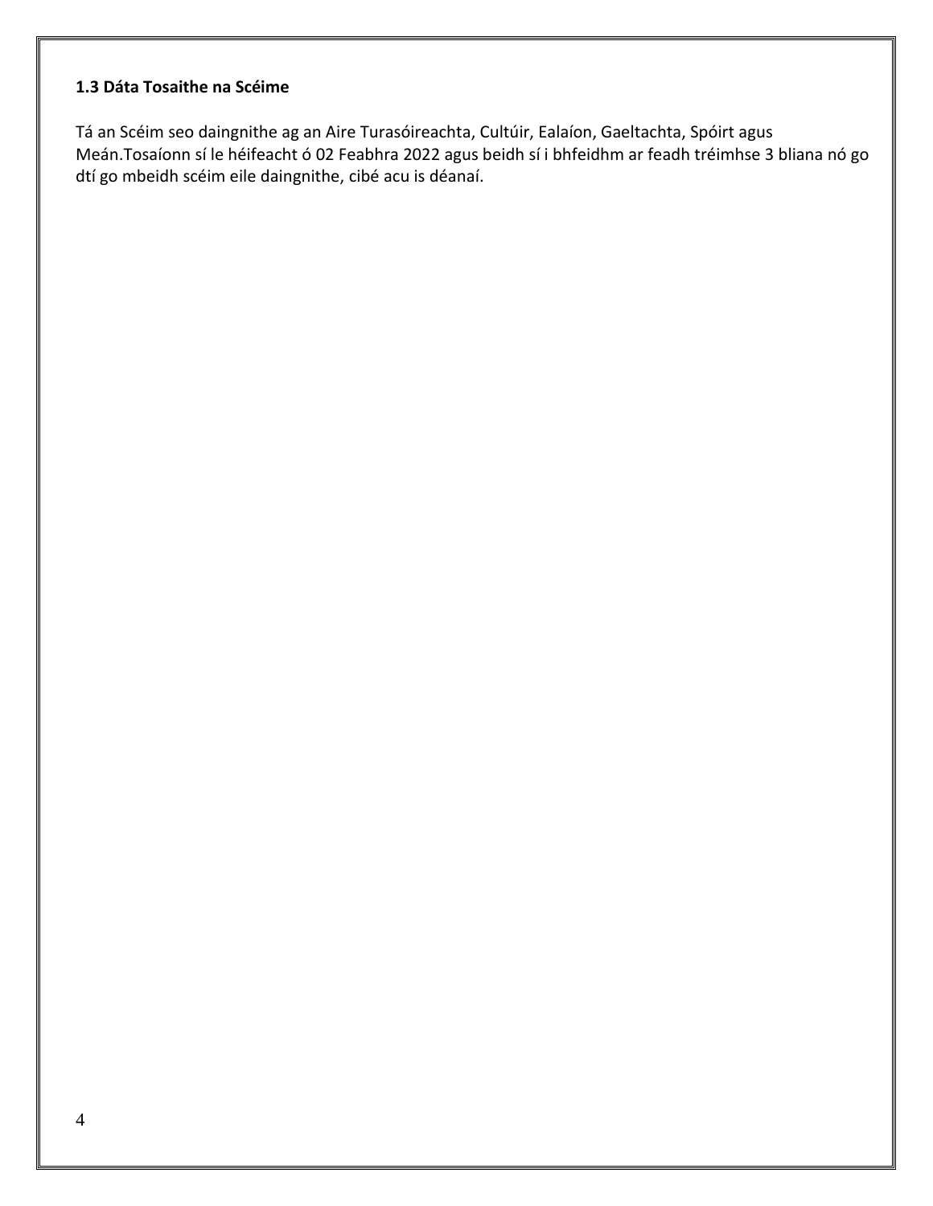### 1.3 Dáta Tosaithe na Scéime

Tá an Scéim seo daingnithe ag an Aire Turasóireachta, Cultúir, Ealaíon, Gaeltachta, Spóirt agus Meán.Tosaíonn sí le héifeacht ó 02 Feabhra 2022 agus beidh sí i bhfeidhm ar feadh tréimhse 3 bliana nó go dtí go mbeidh scéim eile daingnithe, cibé acu is déanaí.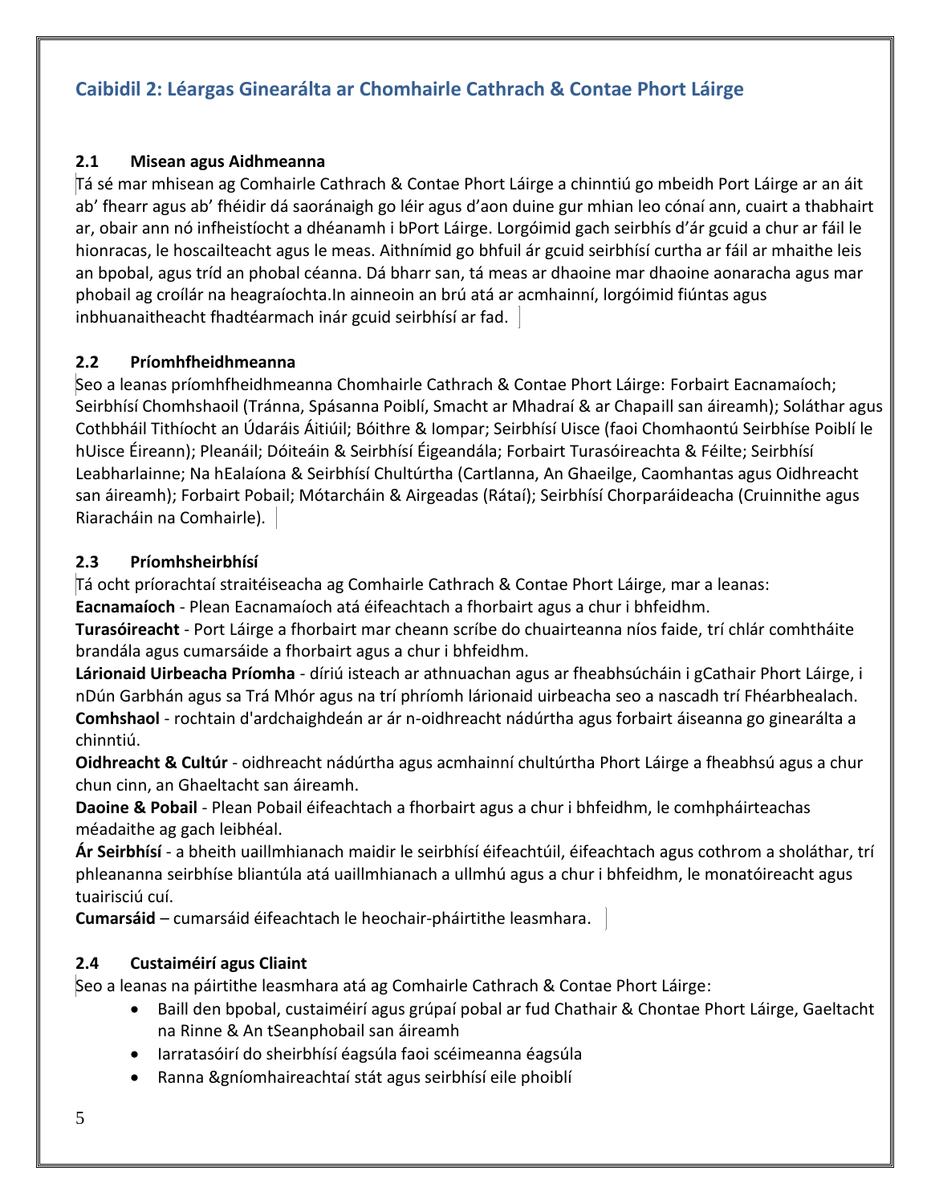## Caibidil 2: Léargas Ginearálta ar Chomhairle Cathrach & Contae Phort Láirge

### 2.1 Misean agus Aidhmeanna

Tá sé mar mhisean ag Comhairle Cathrach & Contae Phort Láirge a chinntiú go mbeidh Port Láirge ar an áit ab' fhearr agus ab' fhéidir dá saoránaigh go léir agus d'aon duine gur mhian leo cónaí ann, cuairt a thabhairt ar, obair ann nó infheistíocht a dhéanamh i bPort Láirge. Lorgóimid gach seirbhís d'ár gcuid a chur ar fáil le hionracas, le hoscailteacht agus le meas. Aithnímid go bhfuil ár gcuid seirbhísí curtha ar fáil ar mhaithe leis an bpobal, agus tríd an phobal céanna. Dá bharr san, tá meas ar dhaoine mar dhaoine aonaracha agus mar phobail ag croílár na heagraíochta.In ainneoin an brú atá ar acmhainní, lorgóimid fiúntas agus inbhuanaitheacht fhadtéarmach inár gcuid seirbhísí ar fad.

### 2.2 Príomhfheidhmeanna

Seo a leanas príomhfheidhmeanna Chomhairle Cathrach & Contae Phort Láirge: Forbairt Eacnamaíoch; Seirbhísí Chomhshaoil (Tránna, Spásanna Poiblí, Smacht ar Mhadraí & ar Chapaill san áireamh); Soláthar agus Cothbháil Tithíocht an Údaráis Áitiúil; Bóithre & Iompar; Seirbhísí Uisce (faoi Chomhaontú Seirbhíse Poiblí le hUisce Éireann); Pleanáil; Dóiteáin & Seirbhísí Éigeandála; Forbairt Turasóireachta & Féilte; Seirbhísí Leabharlainne; Na hEalaíona & Seirbhísí Chultúrtha (Cartlanna, An Ghaeilge, Caomhantas agus Oidhreacht san áireamh); Forbairt Pobail; Mótarcháin & Airgeadas (Rátaí); Seirbhísí Chorparáideacha (Cruinnithe agus Riaracháin na Comhairle).

### 2.3 Príomhsheirbhísí

Tá ocht príorachtaí straitéiseacha ag Comhairle Cathrach & Contae Phort Láirge, mar a leanas:

**Eacnamaíoch** - Plean Eacnamaíoch atá éifeachtach a fhorbairt agus a chur i bhfeidhm.

**Turasóireacht** - Port Láirge a fhorbairt mar cheann scríbe do chuairteanna níos faide, trí chlár comhtháite brandála agus cumarsáide a fhorbairt agus a chur i bhfeidhm.

**Lárionaid Uirbeacha Príomha** - díriú isteach ar athnuachan agus ar fheabhsúcháin i gCathair Phort Láirge, i nDún Garbhán agus sa Trá Mhór agus na trí phríomh lárionaid uirbeacha seo a nascadh trí Fhéarbhealach.

**Comhshaol** - rochtain d'ardchaighdeán ar ár n-oidhreacht nádúrtha agus forbairt áiseanna go ginearálta a chinntiú.

**Oidhreacht & Cultúr** - oidhreacht nádúrtha agus acmhainní chultúrtha Phort Láirge a fheabhsú agus a chur chun cinn, an Ghaeltacht san áireamh.

**Daoine & Pobail** - Plean Pobail éifeachtach a fhorbairt agus a chur i bhfeidhm, le comhpháirteachas méadaithe ag gach leibhéal.

**Ár Seirbhísí** - a bheith uaillmhianach maidir le seirbhísí éifeachtúil, éifeachtach agus cothrom a sholáthar, trí phleananna seirbhíse bliantúla atá uaillmhianach a ullmhú agus a chur i bhfeidhm, le monatóireacht agus tuairisciú cuí.

**Cumarsáid** – cumarsáid éifeachtach le heochair-pháirtithe leasmhara.

### 2.4 Custaiméirí agus Cliaint

Seo a leanas na páirtithe leasmhara atá ag Comhairle Cathrach & Contae Phort Láirge:

- Baill den bpobal, custaiméirí agus grúpaí pobal ar fud Chathair & Chontae Phort Láirge, Gaeltacht na Rinne & An tSeanphobail san áireamh
- Iarratasóirí do sheirbhísí éagsúla faoi scéimeanna éagsúla
- Ranna &gníomhaireachtaí stát agus seirbhísí eile phoiblí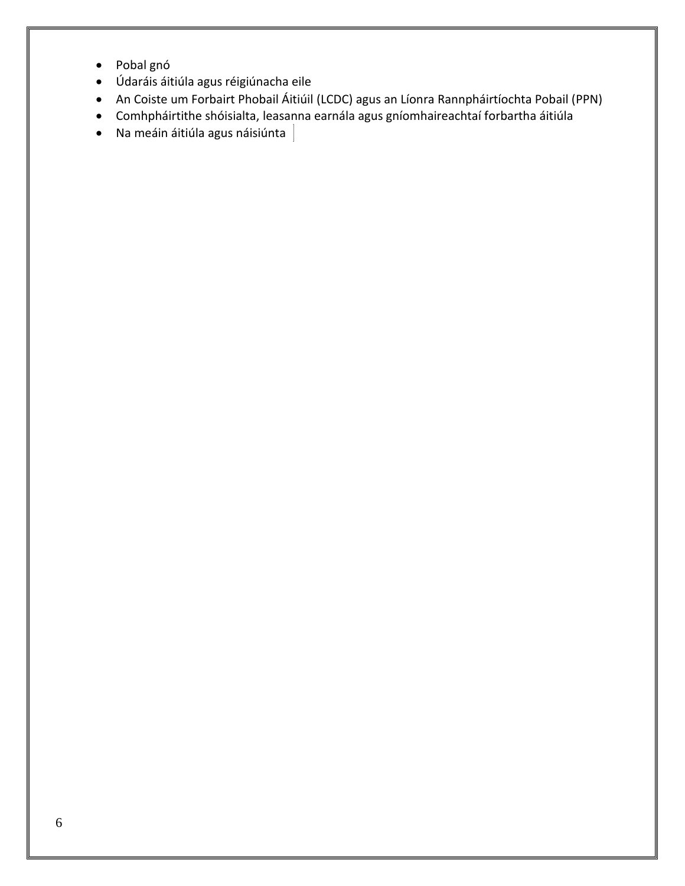- Pobal gnó
- Údaráis áitiúla agus réigiúnacha eile
- An Coiste um Forbairt Phobail Áitiúil (LCDC) agus an Líonra Rannpháirtíochta Pobail (PPN)
- Comhpháirtithe shóisialta, leasanna earnála agus gníomhaireachtaí forbartha áitiúla
- Na meáin áitiúla agus náisiúnta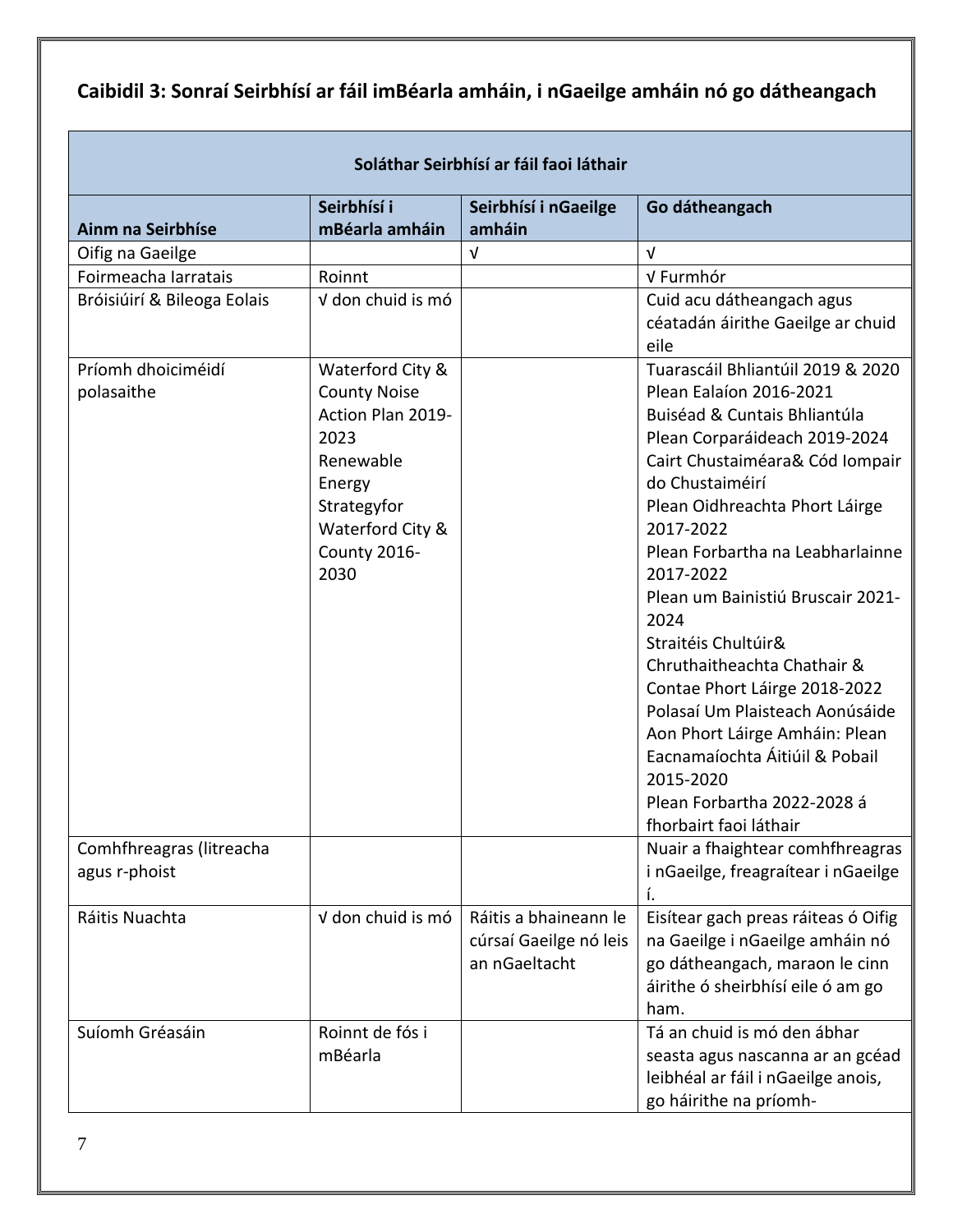## Caibidil 3: Sonraí Seirbhísí ar fáil imBéarla amháin, i nGaeilge amháin nó go dátheangach

| Soláthar Seirbhísí ar fáil faoi láthair | | | |
|---|---|---|---|
| **Ainm na Seirbhíse** | **Seirbhísí i mBéarla amháin** | **Seirbhísí i nGaeilge amháin** | **Go dátheangach** |
| Oifig na Gaeilge | | √ | √ |
| Foirmeacha Iarratais | Roinnt | | √ Furmhór |
| Bróisiúirí & Bileoga Eolais | √ don chuid is mó | | Cuid acu dátheangach agus céatadán áirithe Gaeilge ar chuid eile |
| Príomh dhoiciméidí polasaithe | Waterford City & County Noise Action Plan 2019-2023<br>Renewable Energy Strategyfor Waterford City & County 2016-2030 | | Tuarascáil Bhliantúil 2019 & 2020<br>Plean Ealaíon 2016-2021<br>Buiséad & Cuntais Bhliantúla<br>Plean Corparáideach 2019-2024<br>Cairt Chustaiméara& Cód Iompair do Chustaiméirí<br>Plean Oidhreachta Phort Láirge 2017-2022<br>Plean Forbartha na Leabharlainne 2017-2022<br>Plean um Bainistiú Bruscair 2021-2024<br>Straitéis Chultúir& Chruthaitheachta Chathair & Contae Phort Láirge 2018-2022<br>Polasaí Um Plaisteach Aonúsáide<br>Aon Phort Láirge Amháin: Plean Eacnamaíochta Áitiúil & Pobail 2015-2020<br>Plean Forbartha 2022-2028 á fhorbairt faoi láthair |
| Comhfhreagras (litreacha agus r-phoist | | | Nuair a fhaightear comhfhreagras i nGaeilge, freagraítear i nGaeilge í. |
| Ráitis Nuachta | √ don chuid is mó | Ráitis a bhaineann le cúrsaí Gaeilge nó leis an nGaeltacht | Eisítear gach preas ráiteas ó Oifig na Gaeilge i nGaeilge amháin nó go dátheangach, maraon le cinn áirithe ó sheirbhísí eile ó am go ham. |
| Suíomh Gréasáin | Roinnt de fós i mBéarla | | Tá an chuid is mó den ábhar seasta agus nascanna ar an gcéad leibhéal ar fáil i nGaeilge anois, go háirithe na príomh- |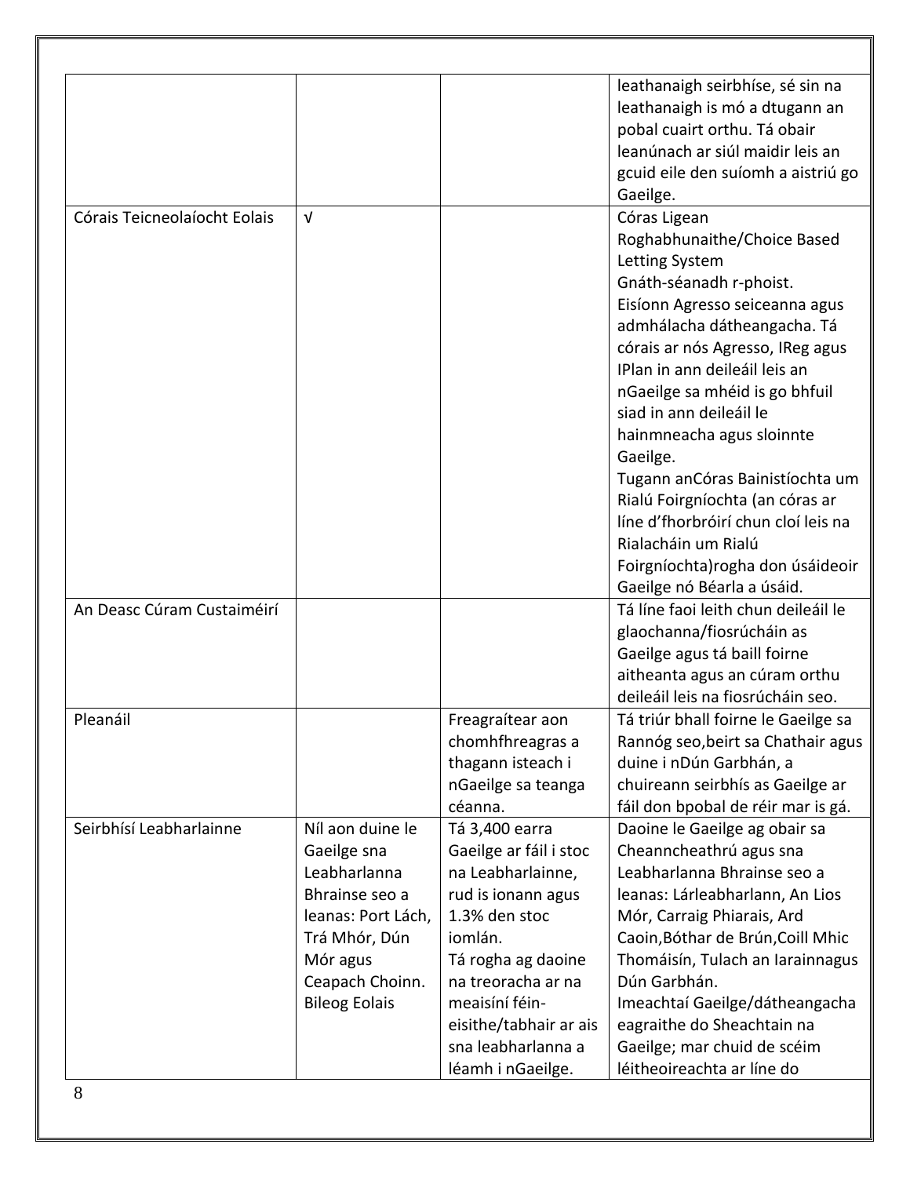| | | | |
|---|---|---|---|
| | | | leathanaigh seirbhíse, sé sin na leathanaigh is mó a dtugann an pobal cuairt orthu. Tá obair leanúnach ar siúl maidir leis an gcuid eile den suíomh a aistriú go Gaeilge. |
| Córais Teicneolaíocht Eolais | √ | | Córas Ligean Roghabhunaithe/Choice Based Letting System<br>Gnáth-séanadh r-phoist.<br>Eisíonn Agresso seiceanna agus admhálacha dátheangacha. Tá córais ar nós Agresso, IReg agus IPlan in ann deileáil leis an nGaeilge sa mhéid is go bhfuil siad in ann deileáil le hainmneacha agus sloinnte Gaeilge.<br>Tugann anCóras Bainistíochta um Rialú Foirgníochta (an córas ar líne d'fhorbróirí chun cloí leis na Rialacháin um Rialú Foirgníochta)rogha don úsáideoir Gaeilge nó Béarla a úsáid. |
| An Deasc Cúram Custaiméirí | | | Tá líne faoi leith chun deileáil le glaochanna/fiosrúcháin as Gaeilge agus tá baill foirne aitheanta agus an cúram orthu deileáil leis na fiosrúcháin seo. |
| Pleanáil | | Freagraítear aon chomhfhreagras a thagann isteach i nGaeilge sa teanga céanna. | Tá triúr bhall foirne le Gaeilge sa Rannóg seo,beirt sa Chathair agus duine i nDún Garbhán, a chuireann seirbhís as Gaeilge ar fáil don bpobal de réir mar is gá. |
| Seirbhísí Leabharlainne | Níl aon duine le Gaeilge sna Leabharlanna Bhrainse seo a leanas: Port Lách, Trá Mhór, Dún Mór agus Ceapach Choinn.<br>Bileog Eolais | Tá 3,400 earra Gaeilge ar fáil i stoc na Leabharlainne, rud is ionann agus 1.3% den stoc iomlán.<br>Tá rogha ag daoine na treoracha ar na meaisíní féin-eisithe/tabhair ar ais sna leabharlanna a léamh i nGaeilge. | Daoine le Gaeilge ag obair sa Cheanncheathrú agus sna Leabharlanna Bhrainse seo a leanas: Lárleabharlann, An Lios Mór, Carraig Phiarais, Ard Caoin,Bóthar de Brún,Coill Mhic Thomáisín, Tulach an Iarainnagus Dún Garbhán.<br>Imeachtaí Gaeilge/dátheangacha eagraithe do Sheachtain na Gaeilge; mar chuid de scéim léitheoireachta ar líne do |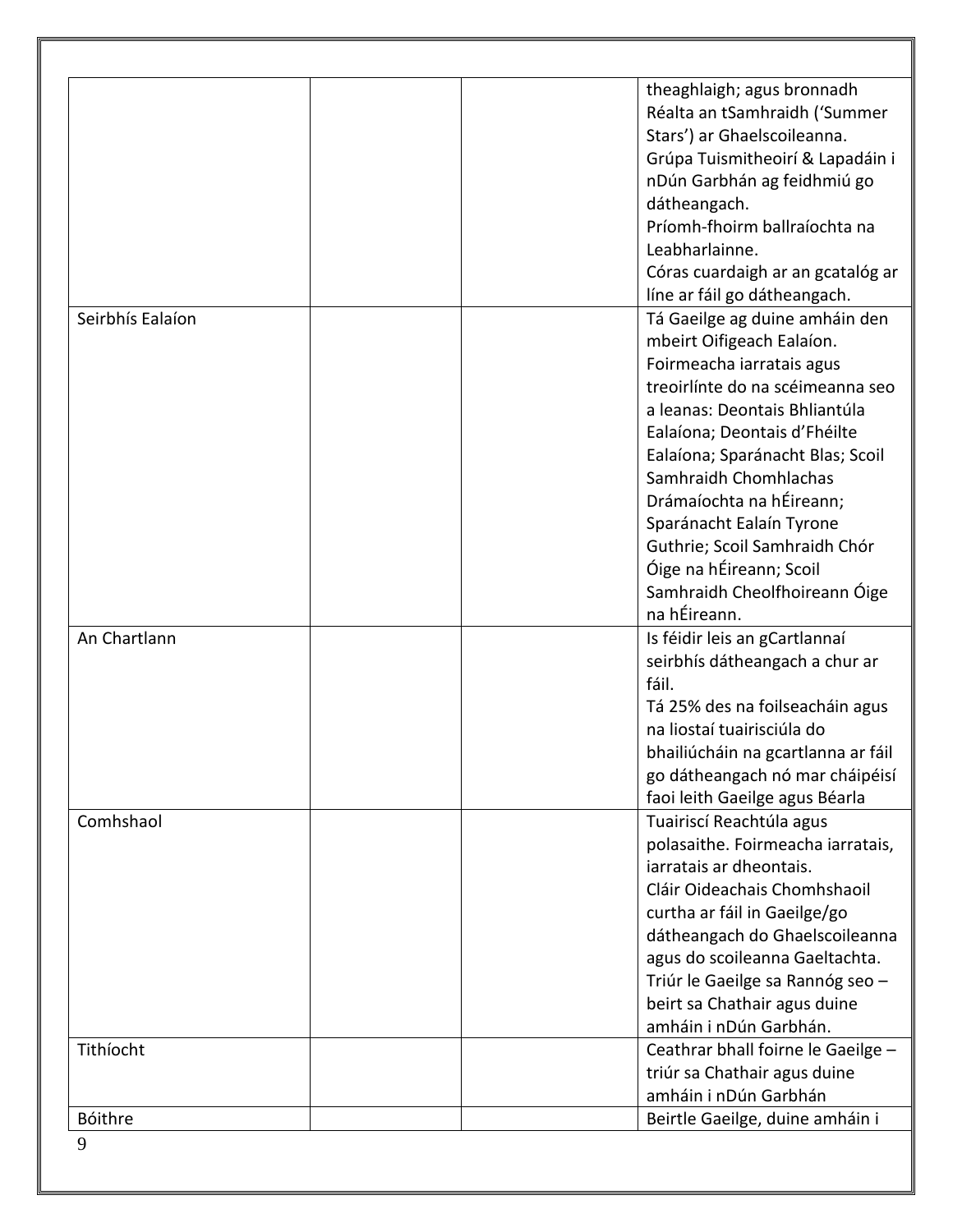| | | | |
|---|---|---|---|
| | | | theaghlaigh; agus bronnadh Réalta an tSamhraidh ('Summer Stars') ar Ghaelscoileanna. Grúpa Tuismitheoirí & Lapadáin i nDún Garbhán ag feidhmiú go dátheangach. Príomh-fhoirm ballraíochta na Leabharlainne. Córas cuardaigh ar an gcatalóg ar líne ar fáil go dátheangach. |
| Seirbhís Ealaíon | | | Tá Gaeilge ag duine amháin den mbeirt Oifigeach Ealaíon. Foirmeacha iarratais agus treoirlínte do na scéimeanna seo a leanas: Deontais Bhliantúla Ealaíona; Deontais d'Fhéilte Ealaíona; Sparánacht Blas; Scoil Samhraidh Chomhlachas Drámaíochta na hÉireann; Sparánacht Ealaín Tyrone Guthrie; Scoil Samhraidh Chór Óige na hÉireann; Scoil Samhraidh Cheolfhoireann Óige na hÉireann. |
| An Chartlann | | | Is féidir leis an gCartlannaí seirbhís dátheangach a chur ar fáil. Tá 25% des na foilseacháin agus na liostaí tuairisciúla do bhailiúcháin na gcartlanna ar fáil go dátheangach nó mar cháipéisí faoi leith Gaeilge agus Béarla |
| Comhshaol | | | Tuairiscí Reachtúla agus polasaithe. Foirmeacha iarratais, iarratais ar dheontais. Cláir Oideachais Chomhshaoil curtha ar fáil in Gaeilge/go dátheangach do Ghaelscoileanna agus do scoileanna Gaeltachta. Triúr le Gaeilge sa Rannóg seo – beirt sa Chathair agus duine amháin i nDún Garbhán. |
| Tithíocht | | | Ceathrar bhall foirne le Gaeilge – triúr sa Chathair agus duine amháin i nDún Garbhán |
| Bóithre | | | Beirtle Gaeilge, duine amháin i |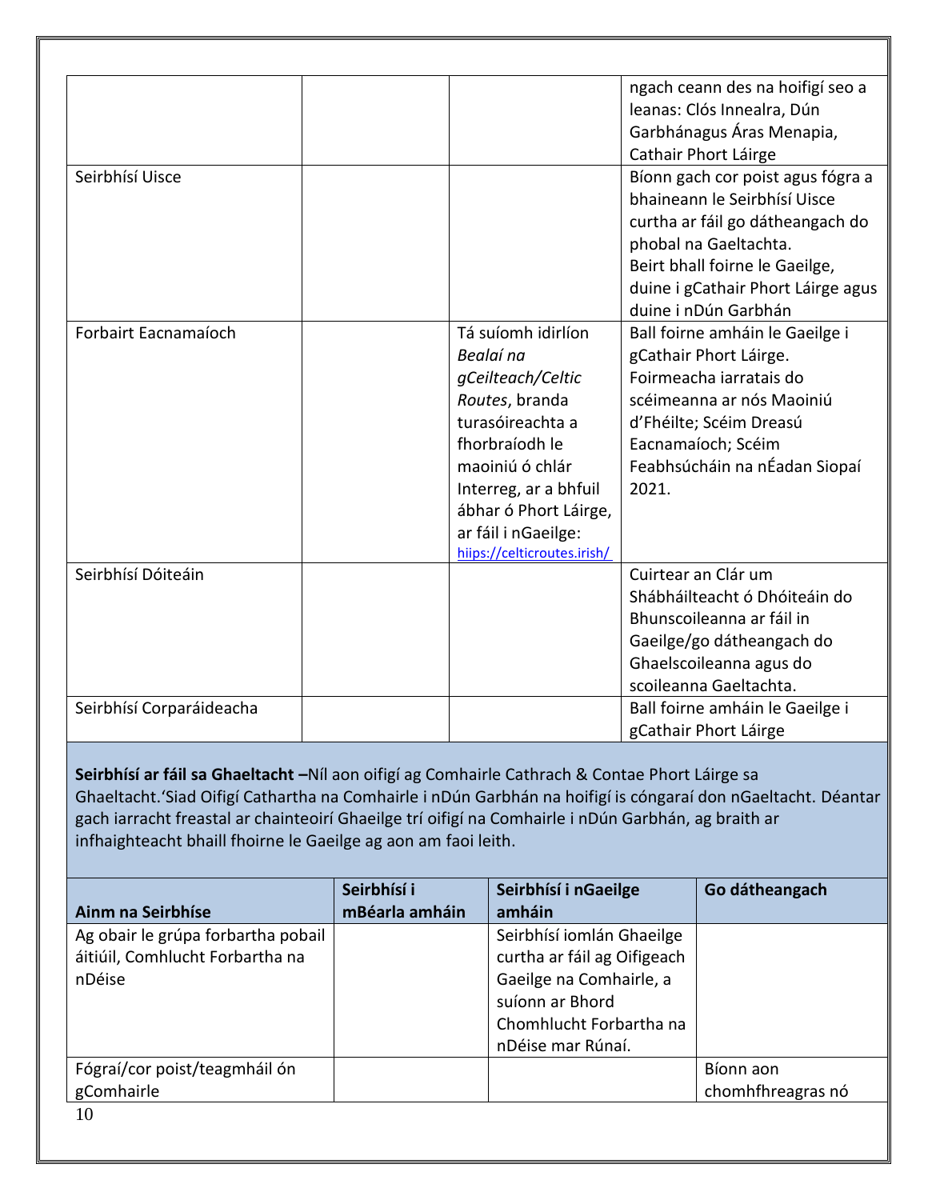| | | | |
|---|---|---|---|
| | | | ngach ceann des na hoifigí seo a leanas: Clós Innealra, Dún Garbhánagus Áras Menapia, Cathair Phort Láirge |
| Seirbhísí Uisce | | | Bíonn gach cor poist agus fógra a bhaineann le Seirbhísí Uisce curtha ar fáil go dátheangach do phobal na Gaeltachta. Beirt bhall foirne le Gaeilge, duine i gCathair Phort Láirge agus duine i nDún Garbhán |
| Forbairt Eacnamaíoch | | Tá suíomh idirlíon *Bealaí na gCeilteach/Celtic Routes*, branda turasóireachta a fhorbraíodh le maoiniú ó chlár Interreg, ar a bhfuil ábhar ó Phort Láirge, ar fáil i nGaeilge: hiips://celticroutes.irish/ | Ball foirne amháin le Gaeilge i gCathair Phort Láirge. Foirmeacha iarratais do scéimeanna ar nós Maoiniú d'Fhéilte; Scéim Dreasú Eacnamaíoch; Scéim Feabhsúcháin na nÉadan Siopaí 2021. |
| Seirbhísí Dóiteáin | | | Cuirtear an Clár um Shábháilteacht ó Dhóiteáin do Bhunscoileanna ar fáil in Gaeilge/go dátheangach do Ghaelscoileanna agus do scoileanna Gaeltachta. |
| Seirbhísí Corparáideacha | | | Ball foirne amháin le Gaeilge i gCathair Phort Láirge |

**Seirbhísí ar fáil sa Ghaeltacht –**Níl aon oifigí ag Comhairle Cathrach & Contae Phort Láirge sa Ghaeltacht.'Siad Oifigí Cathartha na Comhairle i nDún Garbhán na hoifigí is cóngaraí don nGaeltacht. Déantar gach iarracht freastal ar chainteoirí Ghaeilge trí oifigí na Comhairle i nDún Garbhán, ag braith ar infhaighteacht bhaill fhoirne le Gaeilge ag aon am faoi leith.

| Ainm na Seirbhíse | Seirbhísí i mBéarla amháin | Seirbhísí i nGaeilge amháin | Go dátheangach |
|---|---|---|---|
| Ag obair le grúpa forbartha pobail áitiúil, Comhlucht Forbartha na nDéise | | Seirbhísí iomlán Ghaeilge curtha ar fáil ag Oifigeach Gaeilge na Comhairle, a suíonn ar Bhord Chomhlucht Forbartha na nDéise mar Rúnaí. | |
| Fógraí/cor poist/teagmháil ón gComhairle | | | Bíonn aon chomhfhreagras nó |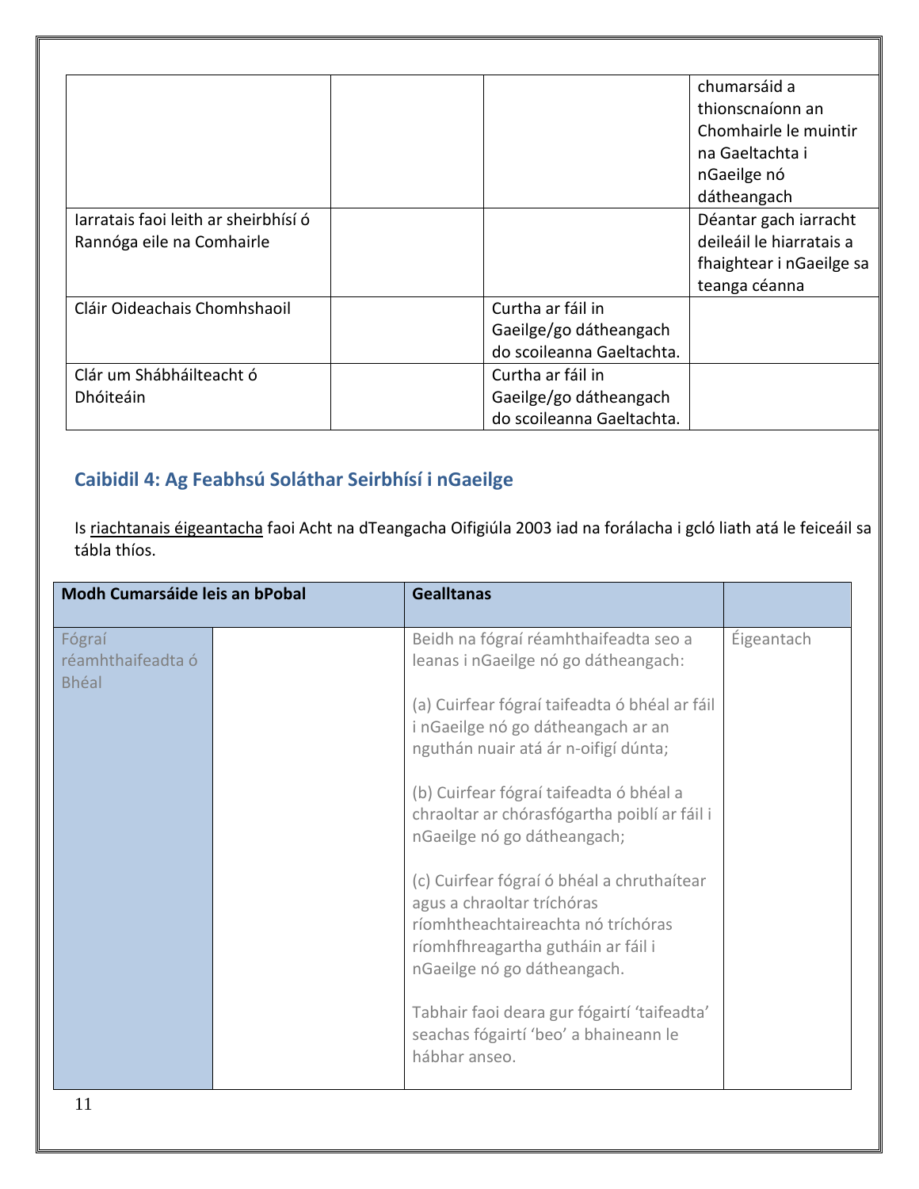| | | | |
|---|---|---|---|
| | | | chumarsáid a thionscnaíonn an Chomhairle le muintir na Gaeltachta i nGaeilge nó dátheangach |
| Iarratais faoi leith ar sheirbhísí ó Rannóga eile na Comhairle | | | Déantar gach iarracht deileáil le hiarratais a fhaightear i nGaeilge sa teanga céanna |
| Cláir Oideachais Chomhshaoil | | Curtha ar fáil in Gaeilge/go dátheangach do scoileanna Gaeltachta. | |
| Clár um Shábháilteacht ó Dhóiteáin | | Curtha ar fáil in Gaeilge/go dátheangach do scoileanna Gaeltachta. | |

## Caibidil 4: Ag Feabhsú Soláthar Seirbhísí i nGaeilge

Is riachtanais éigeantacha faoi Acht na dTeangacha Oifigiúla 2003 iad na forálacha i gcló liath atá le feiceáil sa tábla thíos.

| Modh Cumarsáide leis an bPobal | | Gealltanas | |
|---|---|---|---|
| Fógraí réamhthaifeadta ó Bhéal | | Beidh na fógraí réamhthaifeadta seo a leanas i nGaeilge nó go dátheangach:<br><br>(a) Cuirfear fógraí taifeadta ó bhéal ar fáil i nGaeilge nó go dátheangach ar an nguthán nuair atá ár n-oifigí dúnta;<br><br>(b) Cuirfear fógraí taifeadta ó bhéal a chraoltar ar chórasfógartha poiblí ar fáil i nGaeilge nó go dátheangach;<br><br>(c) Cuirfear fógraí ó bhéal a chruthaítear agus a chraoltar tríchóras ríomhtheachtaireachta nó tríchóras ríomhfhreagartha gutháin ar fáil i nGaeilge nó go dátheangach.<br><br>Tabhair faoi deara gur fógairtí 'taifeadta' seachas fógairtí 'beo' a bhaineann le hábhar anseo. | Éigeantach |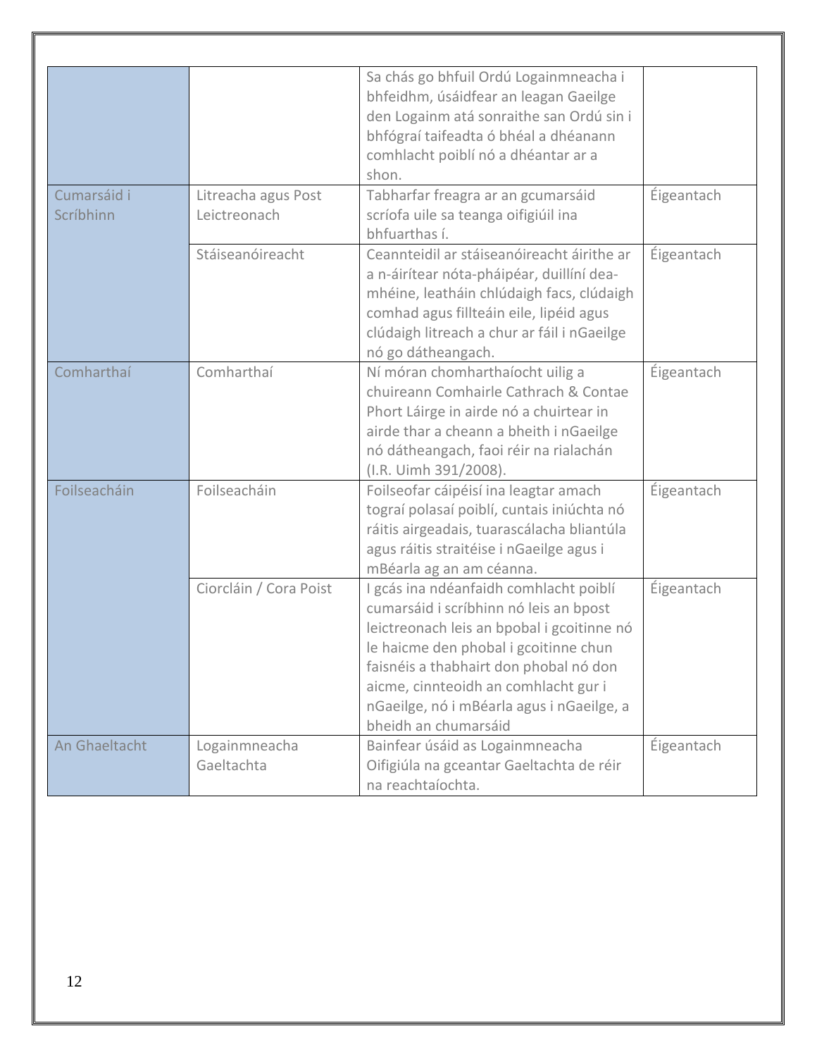| | | | |
|---|---|---|---|
| | | Sa chás go bhfuil Ordú Logainmneacha i bhfeidhm, úsáidfear an leagan Gaeilge den Logainm atá sonraithe san Ordú sin i bhfógraí taifeadta ó bhéal a dhéanann comhlacht poiblí nó a dhéantar ar a shon. | |
| Cumarsáid i Scríbhinn | Litreacha agus Post Leictreonach | Tabharfar freagra ar an gcumarsáid scríofa uile sa teanga oifigiúil ina bhfuarthas í. | Éigeantach |
| | Stáiseanóireacht | Ceannteidil ar stáiseanóireacht áirithe ar a n-áirítear nóta-pháipéar, duillíní dea-mhéine, leatháin chlúdaigh facs, clúdaigh comhad agus fillteáin eile, lipéid agus clúdaigh litreach a chur ar fáil i nGaeilge nó go dátheangach. | Éigeantach |
| Comharthaí | Comharthaí | Ní móran chomharthaíocht uilig a chuireann Comhairle Cathrach & Contae Phort Láirge in airde nó a chuirtear in airde thar a cheann a bheith i nGaeilge nó dátheangach, faoi réir na rialachán (I.R. Uimh 391/2008). | Éigeantach |
| Foilseacháin | Foilseacháin | Foilseofar cáipéisí ina leagtar amach tograí polasaí poiblí, cuntais iniúchta nó ráitis airgeadais, tuarascálacha bliantúla agus ráitis straitéise i nGaeilge agus i mBéarla ag an am céanna. | Éigeantach |
| | Ciorcláin / Cora Poist | I gcás ina ndéanfaidh comhlacht poiblí cumarsáid i scríbhinn nó leis an bpost leictreonach leis an bpobal i gcoitinne nó le haicme den phobal i gcoitinne chun faisnéis a thabhairt don phobal nó don aicme, cinnteoidh an comhlacht gur i nGaeilge, nó i mBéarla agus i nGaeilge, a bheidh an chumarsáid | Éigeantach |
| An Ghaeltacht | Logainmneacha Gaeltachta | Bainfear úsáid as Logainmneacha Oifigiúla na gceantar Gaeltachta de réir na reachtaíochta. | Éigeantach |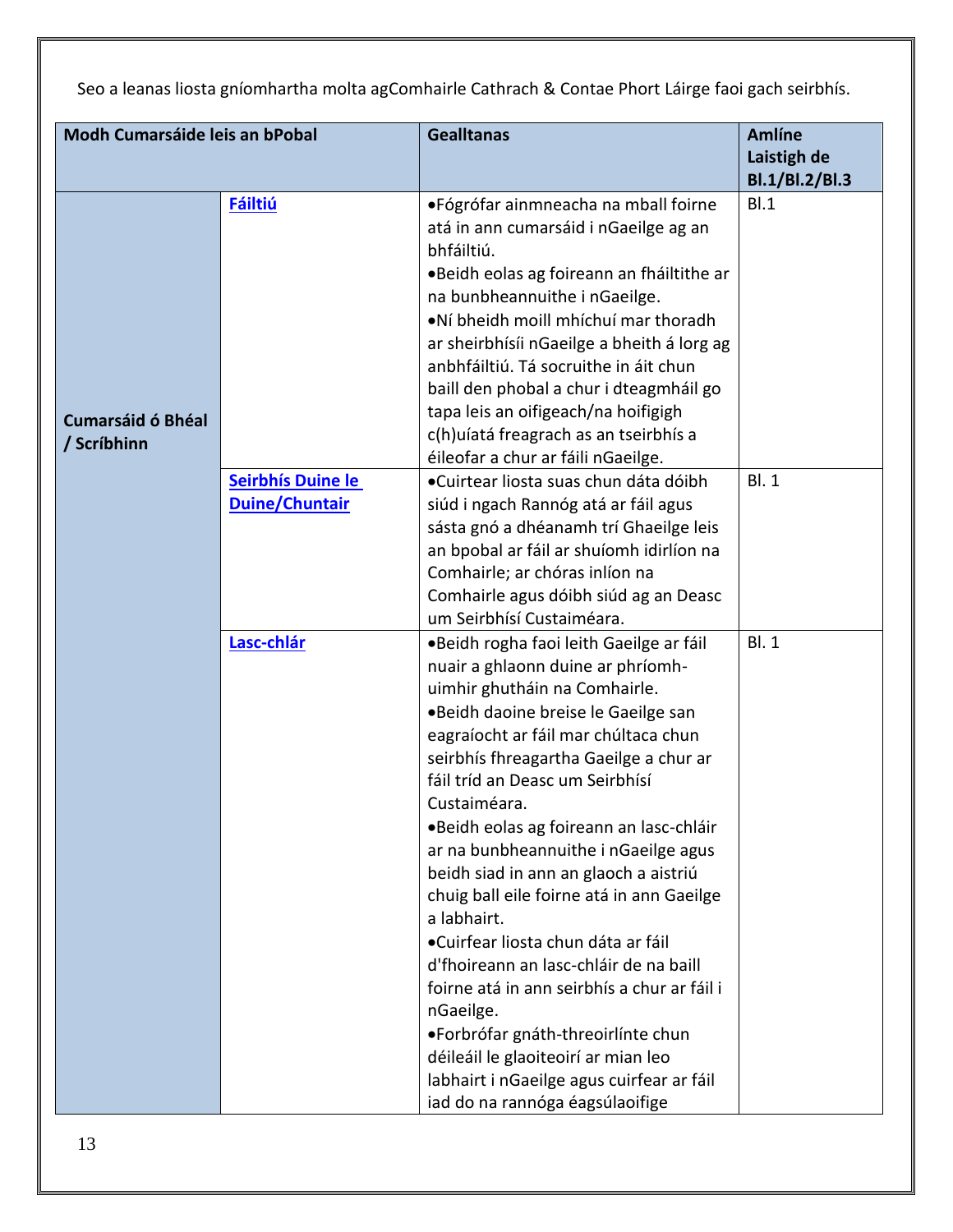Seo a leanas liosta gníomhartha molta agComhairle Cathrach & Contae Phort Láirge faoi gach seirbhís.

| Modh Cumarsáide leis an bPobal | | Gealltanas | Amlíne Laistigh de Bl.1/Bl.2/Bl.3 |
|---|---|---|---|
| Cumarsáid ó Bhéal / Scríbhinn | **Fáiltiú** | •Fógrófar ainmneacha na mball foirne atá in ann cumarsáid i nGaeilge ag an bhfáiltiú.<br>•Beidh eolas ag foireann an fháiltithe ar na bunbheannuithe i nGaeilge.<br>•Ní bheidh moill mhíchuí mar thoradh ar sheirbhísíi nGaeilge a bheith á lorg ag anbhfáiltiú. Tá socruithe in áit chun baill den phobal a chur i dteagmháil go tapa leis an oifigeach/na hoifigigh c(h)uíatá freagrach as an tseirbhís a éileofar a chur ar fáili nGaeilge. | Bl.1 |
| | **Seirbhís Duine le Duine/Chuntair** | •Cuirtear liosta suas chun dáta dóibh siúd i ngach Rannóg atá ar fáil agus sásta gnó a dhéanamh trí Ghaeilge leis an bpobal ar fáil ar shuíomh idirlíon na Comhairle; ar chóras inlíon na Comhairle agus dóibh siúd ag an Deasc um Seirbhísí Custaiméara. | Bl. 1 |
| | **Lasc-chlár** | •Beidh rogha faoi leith Gaeilge ar fáil nuair a ghlaonn duine ar phríomh-uimhir ghutháin na Comhairle.<br>•Beidh daoine breise le Gaeilge san eagraíocht ar fáil mar chúltaca chun seirbhís fhreagartha Gaeilge a chur ar fáil tríd an Deasc um Seirbhísí Custaiméara.<br>•Beidh eolas ag foireann an lasc-chláir ar na bunbheannuithe i nGaeilge agus beidh siad in ann an glaoch a aistriú chuig ball eile foirne atá in ann Gaeilge a labhairt.<br>•Cuirfear liosta chun dáta ar fáil d'fhoireann an lasc-chláir de na baill foirne atá in ann seirbhís a chur ar fáil i nGaeilge.<br>•Forbrófar gnáth-threoirlínte chun déileáil le glaoiteoirí ar mian leo labhairt i nGaeilge agus cuirfear ar fáil iad do na rannóga éagsúlaoifige | Bl. 1 |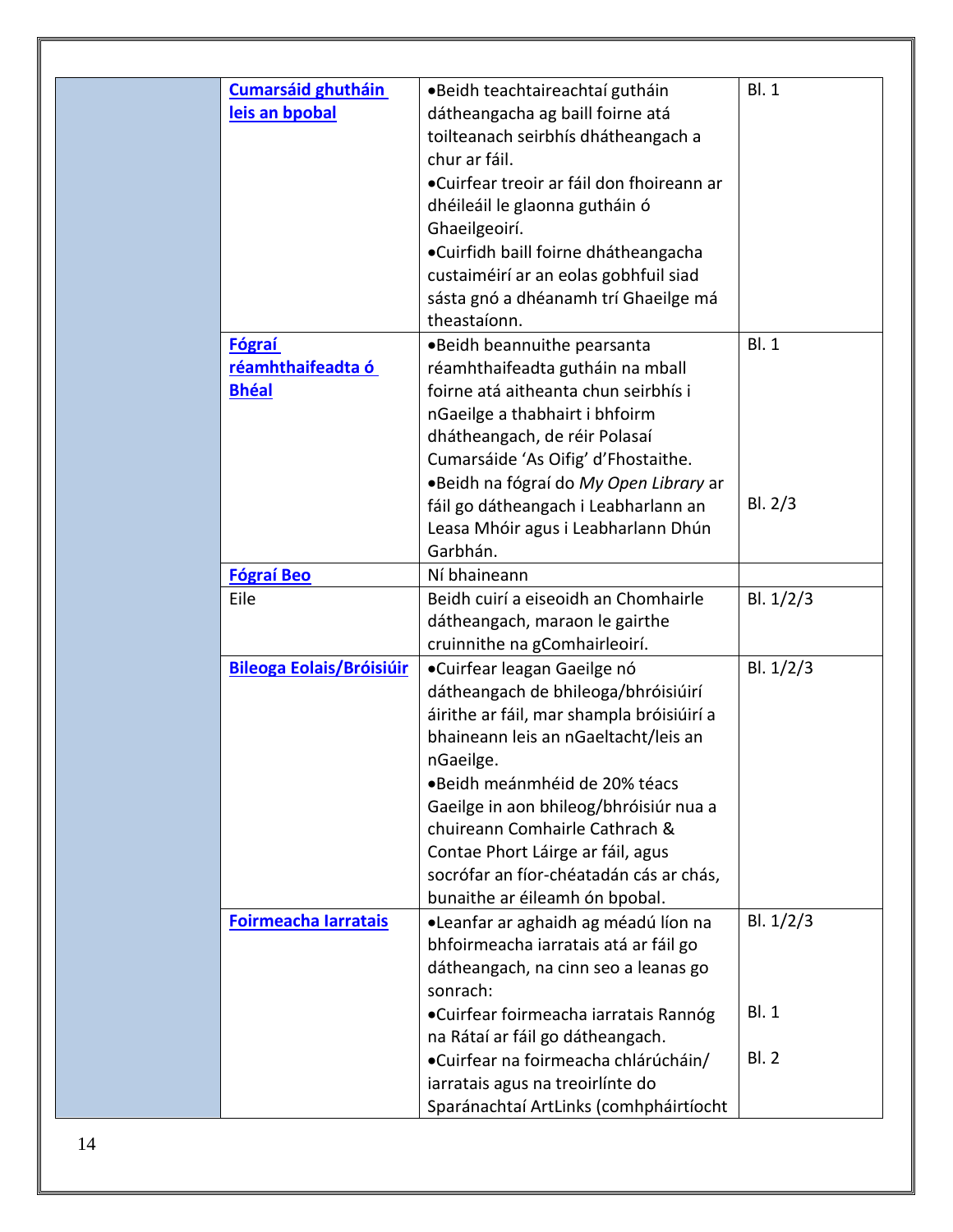| | | | |
|---|---|---|---|
| | **Cumarsáid ghutháin leis an bpobal** | •Beidh teachtaireachtaí gutháin dátheangacha ag baill foirne atá toilteanach seirbhís dhátheangach a chur ar fáil.<br>•Cuirfear treoir ar fáil don fhoireann ar dhéileáil le glaonna gutháin ó Ghaeilgeoirí.<br>•Cuirfidh baill foirne dhátheangacha custaiméirí ar an eolas gobhfuil siad sásta gnó a dhéanamh trí Ghaeilge má theastaíonn. | Bl. 1 |
| | **Fógraí réamhthaifeadta ó Bhéal** | •Beidh beannuithe pearsanta réamhthaifeadta gutháin na mball foirne atá aitheanta chun seirbhís i nGaeilge a thabhairt i bhfoirm dhátheangach, de réir Polasaí Cumarsáide 'As Oifig' d'Fhostaithe.<br>•Beidh na fógraí do *My Open Library* ar fáil go dátheangach i Leabharlann an Leasa Mhóir agus i Leabharlann Dhún Garbhán. | Bl. 1<br><br><br><br>Bl. 2/3 |
| | **Fógraí Beo** | Ní bhaineann | |
| | Eile | Beidh cuirí a eiseoidh an Chomhairle dátheangach, maraon le gairthe cruinnithe na gComhairleoirí. | Bl. 1/2/3 |
| | **Bileoga Eolais/Bróisiúir** | •Cuirfear leagan Gaeilge nó dátheangach de bhileoga/bhróisiúirí áirithe ar fáil, mar shampla bróisiúirí a bhaineann leis an nGaeltacht/leis an nGaeilge.<br>•Beidh meánmhéid de 20% téacs Gaeilge in aon bhileog/bhróisiúr nua a chuireann Comhairle Cathrach & Contae Phort Láirge ar fáil, agus socrófar an fíor-chéatadán cás ar chás, bunaithe ar éileamh ón bpobal. | Bl. 1/2/3 |
| | **Foirmeacha Iarratais** | •Leanfar ar aghaidh ag méadú líon na bhfoirmeacha iarratais atá ar fáil go dátheangach, na cinn seo a leanas go sonrach:<br>•Cuirfear foirmeacha iarratais Rannóg na Rátaí ar fáil go dátheangach.<br>•Cuirfear na foirmeacha chlárúcháin/ iarratais agus na treoirlínte do Sparánachtaí ArtLinks (comhpháirtíocht | Bl. 1/2/3<br><br><br>Bl. 1<br><br>Bl. 2 |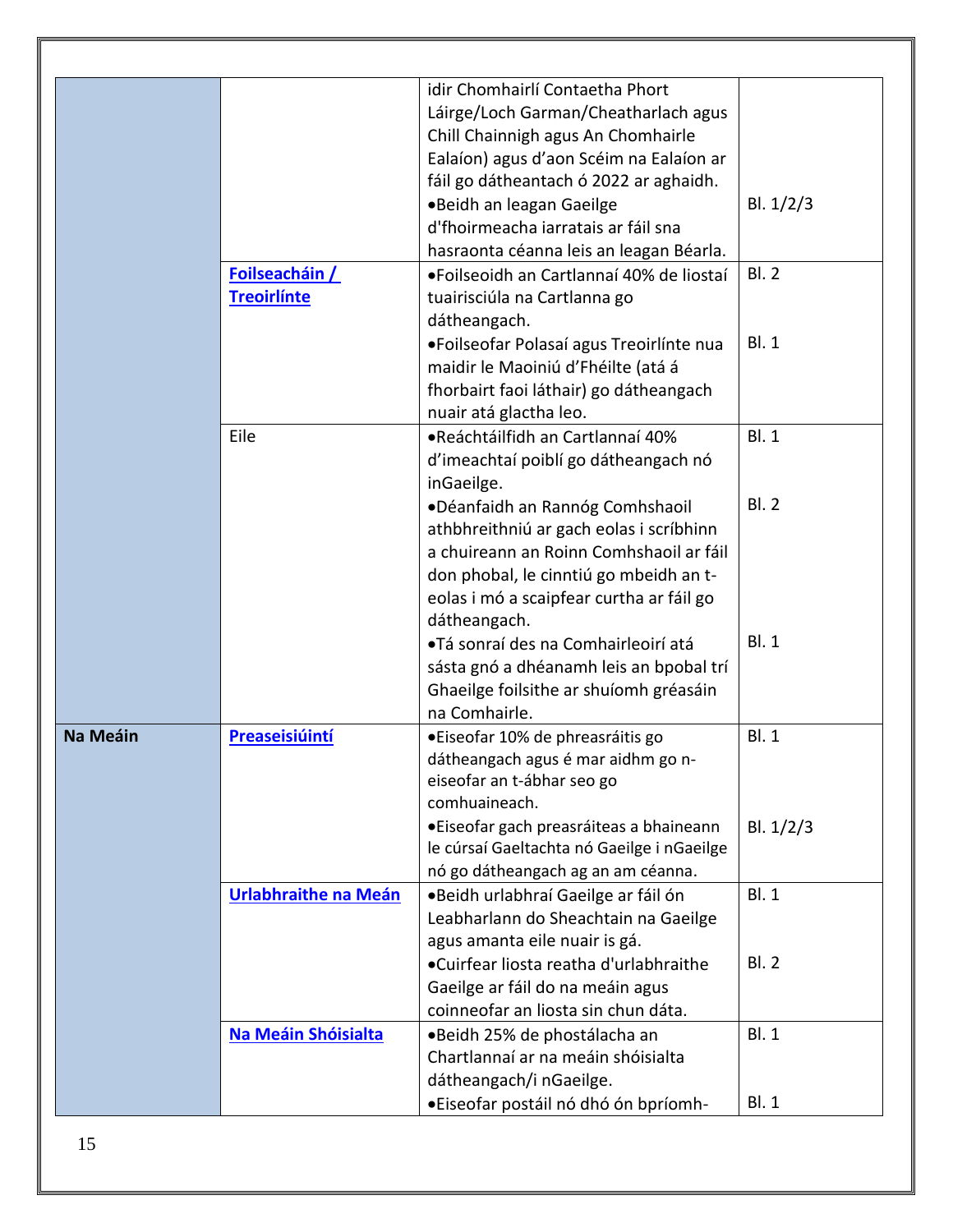| | | | |
|---|---|---|---|
| | | idir Chomhairlí Contaetha Phort Láirge/Loch Garman/Cheatharlach agus Chill Chainnigh agus An Chomhairle Ealaíon) agus d'aon Scéim na Ealaíon ar fáil go dátheantach ó 2022 ar aghaidh.<br>•Beidh an leagan Gaeilge d'fhoirmeacha iarratais ar fáil sna hasraonta céanna leis an leagan Béarla. | <br><br><br><br><br>Bl. 1/2/3 |
| | **Foilseacháin / Treoirlínte** | •Foilseoidh an Cartlannaí 40% de liostaí tuairisciúla na Cartlanna go dátheangach.<br>•Foilseofar Polasaí agus Treoirlínte nua maidir le Maoiniú d'Fhéilte (atá á fhorbairt faoi láthair) go dátheangach nuair atá glactha leo. | Bl. 2<br><br><br>Bl. 1 |
| | Eile | •Reáchtáilfidh an Cartlannaí 40% d'imeachtaí poiblí go dátheangach nó inGaeilge.<br>•Déanfaidh an Rannóg Comhshaoil athbhreithniú ar gach eolas i scríbhinn a chuireann an Roinn Comhshaoil ar fáil don phobal, le cinntiú go mbeidh an t-eolas i mó a scaipfear curtha ar fáil go dátheangach.<br>•Tá sonraí des na Comhairleoirí atá sásta gnó a dhéanamh leis an bpobal trí Ghaeilge foilsithe ar shuíomh gréasáin na Comhairle. | Bl. 1<br><br><br>Bl. 2<br><br><br><br><br><br>Bl. 1 |
| **Na Meáin** | **Preaseisiúintí** | •Eiseofar 10% de phreasráitis go dátheangach agus é mar aidhm go n-eiseofar an t-ábhar seo go comhuaineach.<br>•Eiseofar gach preasráiteas a bhaineann le cúrsaí Gaeltachta nó Gaeilge i nGaeilge nó go dátheangach ag an am céanna. | Bl. 1<br><br><br><br>Bl. 1/2/3 |
| | **Urlabhraithe na Meán** | •Beidh urlabhraí Gaeilge ar fáil ón Leabharlann do Sheachtain na Gaeilge agus amanta eile nuair is gá.<br>•Cuirfear liosta reatha d'urlabhraithe Gaeilge ar fáil do na meáin agus coinneofar an liosta sin chun dáta. | Bl. 1<br><br><br>Bl. 2 |
| | **Na Meáin Shóisialta** | •Beidh 25% de phostálacha an Chartlannaí ar na meáin shóisialta dátheangach/i nGaeilge.<br>•Eiseofar postáil nó dhó ón bpríomh- | Bl. 1<br><br><br>Bl. 1 |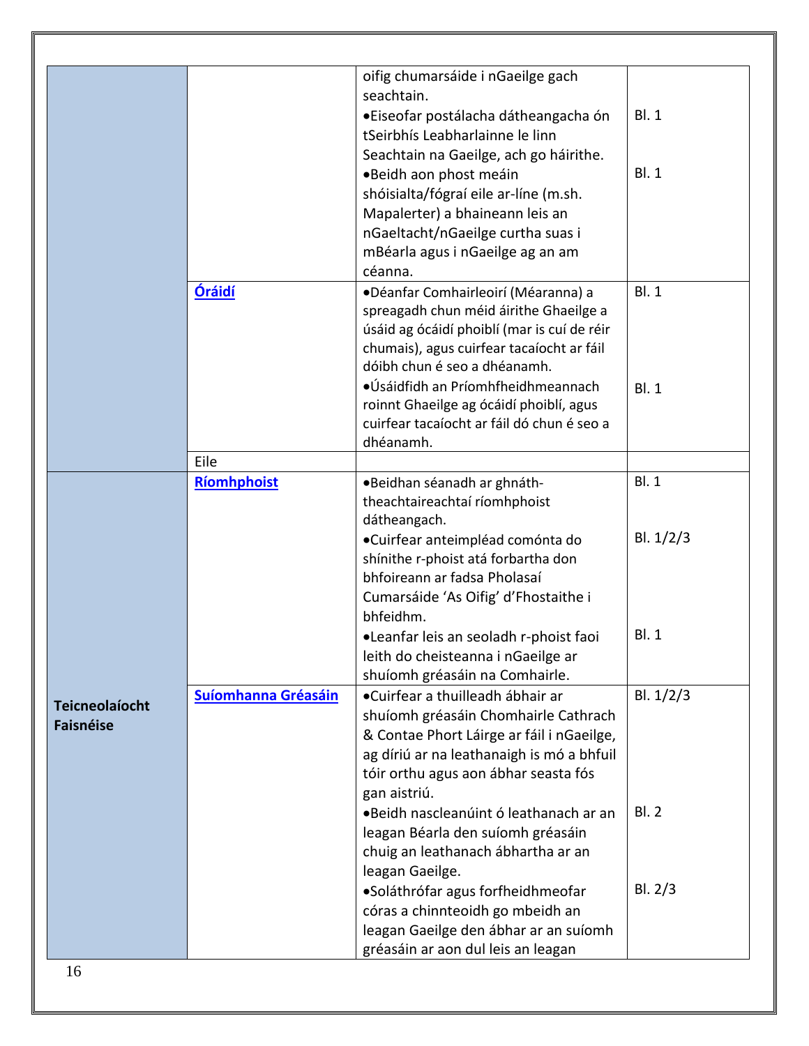| | | | |
|---|---|---|---|
| | | oifig chumarsáide i nGaeilge gach seachtain.<br>•Eiseofar postálacha dátheangacha ón tSeirbhís Leabharlainne le linn Seachtain na Gaeilge, ach go háirithe.<br>•Beidh aon phost meáin shóisialta/fógraí eile ar-líne (m.sh. Mapalerter) a bhaineann leis an nGaeltacht/nGaeilge curtha suas i mBéarla agus i nGaeilge ag an am céanna. | Bl. 1<br><br>Bl. 1 |
| | **Óráidí** | •Déanfar Comhairleoirí (Méaranna) a spreagadh chun méid áirithe Ghaeilge a úsáid ag ócáidí phoiblí (mar is cuí de réir chumais), agus cuirfear tacaíocht ar fáil dóibh chun é seo a dhéanamh.<br>•Úsáidfidh an Príomhfheidhmeannach roinnt Ghaeilge ag ócáidí phoiblí, agus cuirfear tacaíocht ar fáil dó chun é seo a dhéanamh. | Bl. 1<br><br>Bl. 1 |
| | Eile | | |
| **Teicneolaíocht Faisnéise** | **Ríomhphoist** | •Beidhan séanadh ar ghnáth-theachtaireachtaí ríomhphoist dátheangach.<br>•Cuirfear anteimpléad comónta do shínithe r-phoist atá forbartha don bhfoireann ar fadsa Pholasaí Cumarsáide 'As Oifig' d'Fhostaithe i bhfeidhm.<br>•Leanfar leis an seoladh r-phoist faoi leith do cheisteanna i nGaeilge ar shuíomh gréasáin na Comhairle. | Bl. 1<br><br>Bl. 1/2/3<br><br>Bl. 1 |
| | **Suíomhanna Gréasáin** | •Cuirfear a thuilleadh ábhair ar shuíomh gréasáin Chomhairle Cathrach & Contae Phort Láirge ar fáil i nGaeilge, ag díriú ar na leathanaigh is mó a bhfuil tóir orthu agus aon ábhar seasta fós gan aistriú.<br>•Beidh nascleanúint ó leathanach ar an leagan Béarla den suíomh gréasáin chuig an leathanach ábhartha ar an leagan Gaeilge.<br>•Soláthrófar agus forfheidhmeofar córas a chinnteoidh go mbeidh an leagan Gaeilge den ábhar ar an suíomh gréasáin ar aon dul leis an leagan | Bl. 1/2/3<br><br>Bl. 2<br><br>Bl. 2/3 |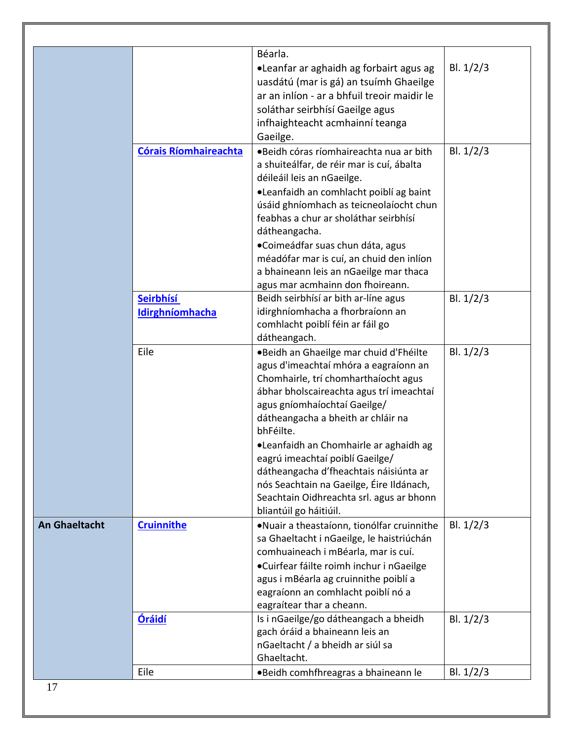| | | | |
|---|---|---|---|
| | | Béarla.<br>•Leanfar ar aghaidh ag forbairt agus ag uasdátú (mar is gá) an tsuímh Ghaeilge ar an inlíon - ar a bhfuil treoir maidir le soláthar seirbhísí Gaeilge agus infhaighteacht acmhainní teanga Gaeilge. | Bl. 1/2/3 |
| | **Córais Ríomhaireachta** | •Beidh córas ríomhaireachta nua ar bith a shuiteálfar, de réir mar is cuí, ábalta déileáil leis an nGaeilge.<br>•Leanfaidh an comhlacht poiblí ag baint úsáid ghníomhach as teicneolaíocht chun feabhas a chur ar sholáthar seirbhísí dátheangacha.<br>•Coimeádfar suas chun dáta, agus méadófar mar is cuí, an chuid den inlíon a bhaineann leis an nGaeilge mar thaca agus mar acmhainn don fhoireann. | Bl. 1/2/3 |
| | **Seirbhísí Idirghníomhacha** | Beidh seirbhísí ar bith ar-líne agus idirghníomhacha a fhorbraíonn an comhlacht poiblí féin ar fáil go dátheangach. | Bl. 1/2/3 |
| | Eile | •Beidh an Ghaeilge mar chuid d'Fhéilte agus d'imeachtaí mhóra a eagraíonn an Chomhairle, trí chomharthaíocht agus ábhar bholscaireachta agus trí imeachtaí agus gníomhaíochtaí Gaeilge/ dátheangacha a bheith ar chláir na bhFéilte.<br>•Leanfaidh an Chomhairle ar aghaidh ag eagrú imeachtaí poiblí Gaeilge/ dátheangacha d'fheachtais náisiúnta ar nós Seachtain na Gaeilge, Éire Ildánach, Seachtain Oidhreachta srl. agus ar bhonn bliantúil go háitiúil. | Bl. 1/2/3 |
| **An Ghaeltacht** | **Cruinnithe** | •Nuair a theastaíonn, tionólfar cruinnithe sa Ghaeltacht i nGaeilge, le haistriúchán comhuaineach i mBéarla, mar is cuí.<br>•Cuirfear fáilte roimh inchur i nGaeilge agus i mBéarla ag cruinnithe poiblí a eagraíonn an comhlacht poiblí nó a eagraítear thar a cheann. | Bl. 1/2/3 |
| | **Óráidí** | Is i nGaeilge/go dátheangach a bheidh gach óráid a bhaineann leis an nGaeltacht / a bheidh ar siúl sa Ghaeltacht. | Bl. 1/2/3 |
| | Eile | •Beidh comhfhreagras a bhaineann le | Bl. 1/2/3 |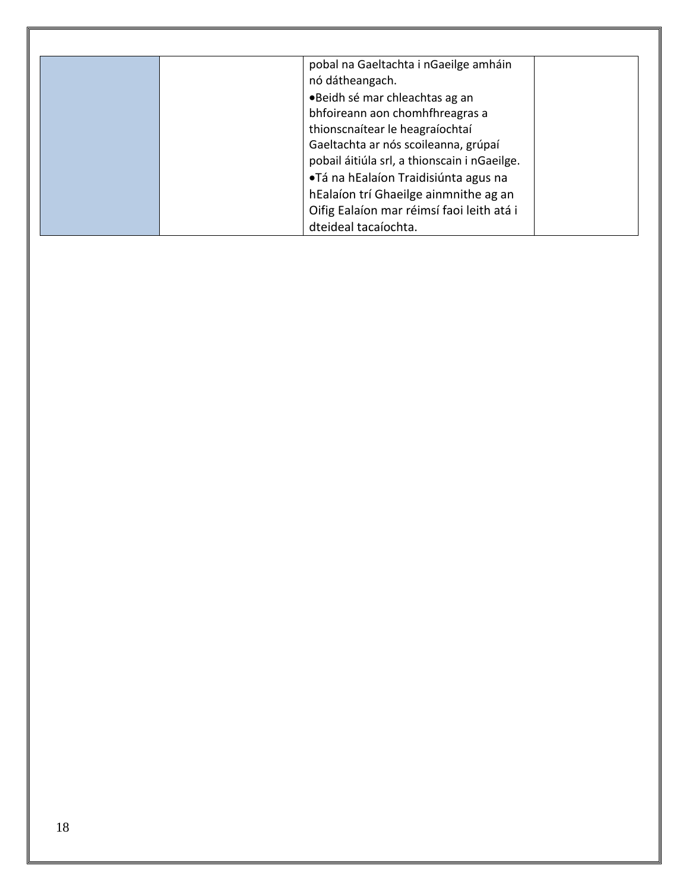| | | | |
|---|---|---|---|
| | | pobal na Gaeltachta i nGaeilge amháin nó dátheangach.<br>•Beidh sé mar chleachtas ag an bhfoireann aon chomhfhreagras a thionscnaítear le heagraíochtaí Gaeltachta ar nós scoileanna, grúpaí pobail áitiúla srl, a thionscain i nGaeilge.<br>•Tá na hEalaíon Traidisiúnta agus na hEalaíon trí Ghaeilge ainmnithe ag an Oifig Ealaíon mar réimsí faoi leith atá i dteideal tacaíochta. | |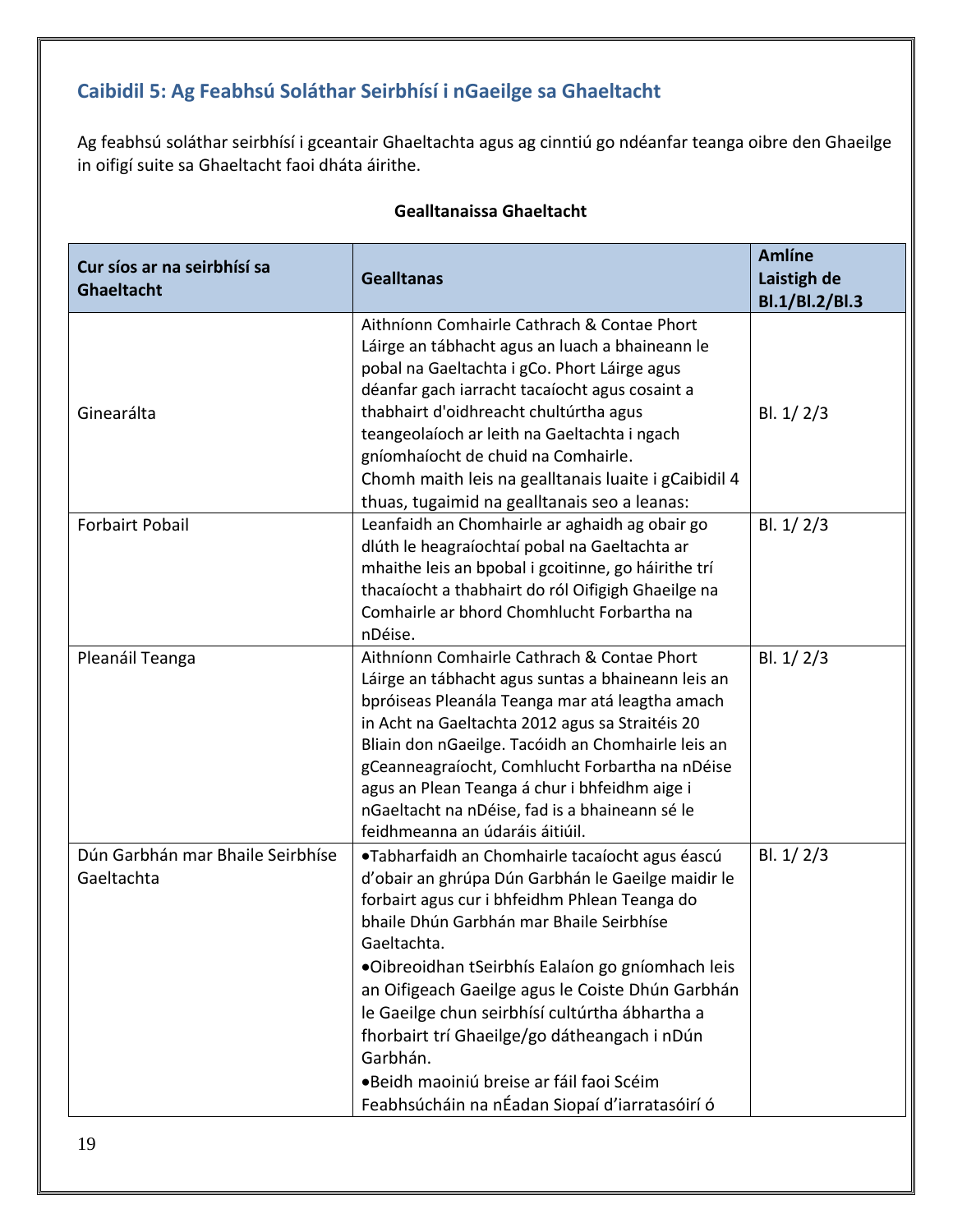## Caibidil 5: Ag Feabhsú Soláthar Seirbhísí i nGaeilge sa Ghaeltacht

Ag feabhsú soláthar seirbhísí i gceantair Ghaeltachta agus ag cinntiú go ndéanfar teanga oibre den Ghaeilge in oifigí suite sa Ghaeltacht faoi dháta áirithe.

**Gealltanaissa Ghaeltacht**

| Cur síos ar na seirbhísí sa Ghaeltacht | Gealltanas | Amlíne Laistigh de Bl.1/Bl.2/Bl.3 |
|---|---|---|
| Ginearálta | Aithníonn Comhairle Cathrach & Contae Phort Láirge an tábhacht agus an luach a bhaineann le pobal na Gaeltachta i gCo. Phort Láirge agus déanfar gach iarracht tacaíocht agus cosaint a thabhairt d'oidhreacht chultúrtha agus teangeolaíoch ar leith na Gaeltachta i ngach gníomhaíocht de chuid na Comhairle.<br>Chomh maith leis na gealltanais luaite i gCaibidil 4 thuas, tugaimid na gealltanais seo a leanas: | Bl. 1/ 2/3 |
| Forbairt Pobail | Leanfaidh an Chomhairle ar aghaidh ag obair go dlúth le heagraíochtaí pobal na Gaeltachta ar mhaithe leis an bpobal i gcoitinne, go háirithe trí thacaíocht a thabhairt do ról Oifigigh Ghaeilge na Comhairle ar bhord Chomhlucht Forbartha na nDéise. | Bl. 1/ 2/3 |
| Pleanáil Teanga | Aithníonn Comhairle Cathrach & Contae Phort Láirge an tábhacht agus suntas a bhaineann leis an bpróiseas Pleanála Teanga mar atá leagtha amach in Acht na Gaeltachta 2012 agus sa Straitéis 20 Bliain don nGaeilge. Tacóidh an Chomhairle leis an gCeanneagraíocht, Comhlucht Forbartha na nDéise agus an Plean Teanga á chur i bhfeidhm aige i nGaeltacht na nDéise, fad is a bhaineann sé le feidhmeanna an údaráis áitiúil. | Bl. 1/ 2/3 |
| Dún Garbhán mar Bhaile Seirbhíse Gaeltachta | •Tabharfaidh an Chomhairle tacaíocht agus éascú d'obair an ghrúpa Dún Garbhán le Gaeilge maidir le forbairt agus cur i bhfeidhm Phlean Teanga do bhaile Dhún Garbhán mar Bhaile Seirbhíse Gaeltachta.<br>•Oibreoidhan tSeirbhís Ealaíon go gníomhach leis an Oifigeach Gaeilge agus le Coiste Dhún Garbhán le Gaeilge chun seirbhísí cultúrtha ábhartha a fhorbairt trí Ghaeilge/go dátheangach i nDún Garbhán.<br>•Beidh maoiniú breise ar fáil faoi Scéim Feabhsúcháin na nÉadan Siopaí d'iarratasóirí ó | Bl. 1/ 2/3 |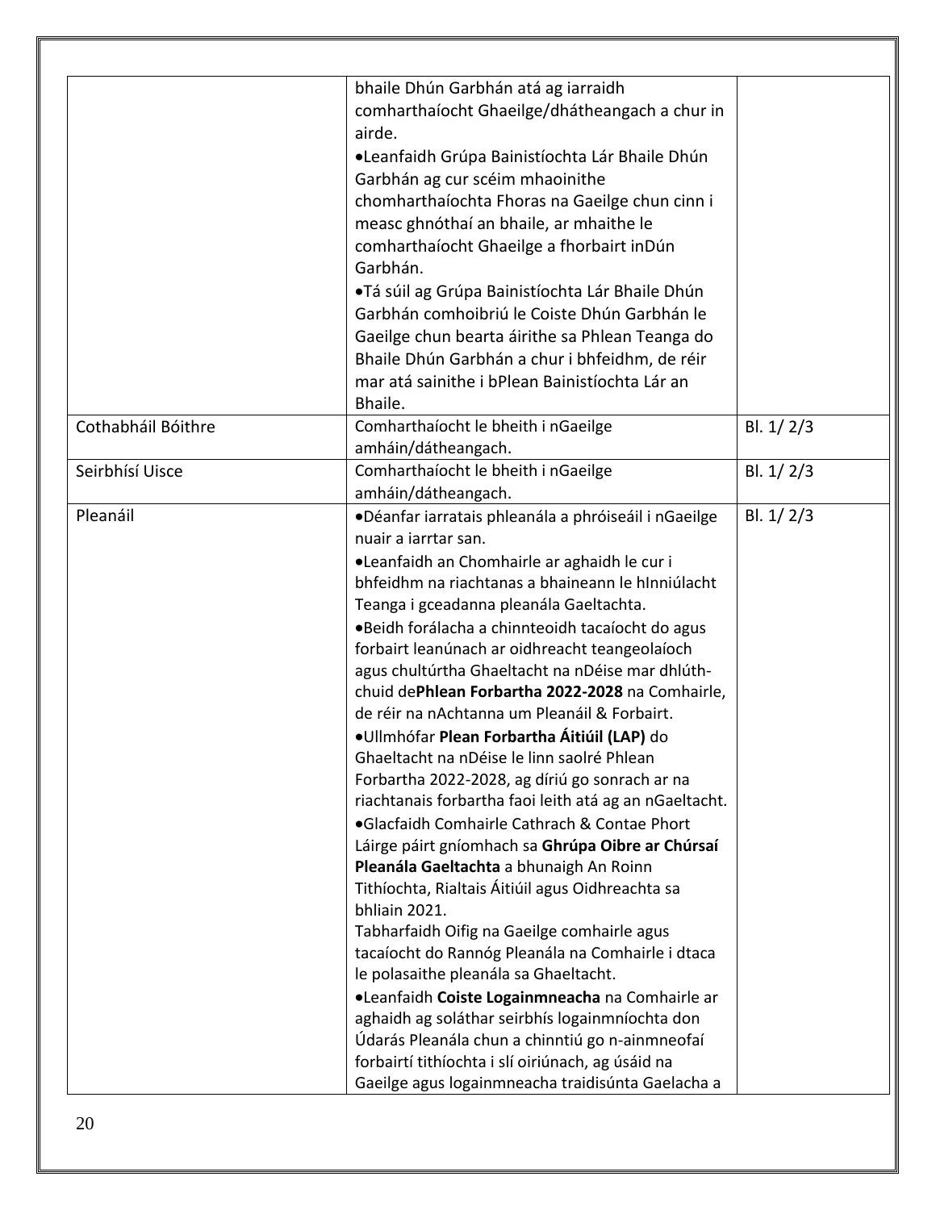| | | |
|---|---|---|
| | bhaile Dhún Garbhán atá ag iarraidh comharthaíocht Ghaeilge/dhátheangach a chur in airde.<br>•Leanfaidh Grúpa Bainistíochta Lár Bhaile Dhún Garbhán ag cur scéim mhaoinithe chomharthaíochta Fhoras na Gaeilge chun cinn i measc ghnóthaí an bhaile, ar mhaithe le comharthaíocht Ghaeilge a fhorbairt inDún Garbhán.<br>•Tá súil ag Grúpa Bainistíochta Lár Bhaile Dhún Garbhán comhoibriú le Coiste Dhún Garbhán le Gaeilge chun bearta áirithe sa Phlean Teanga do Bhaile Dhún Garbhán a chur i bhfeidhm, de réir mar atá sainithe i bPlean Bainistíochta Lár an Bhaile. | |
| Cothabháil Bóithre | Comharthaíocht le bheith i nGaeilge amháin/dátheangach. | Bl. 1/ 2/3 |
| Seirbhísí Uisce | Comharthaíocht le bheith i nGaeilge amháin/dátheangach. | Bl. 1/ 2/3 |
| Pleanáil | •Déanfar iarratais phleanála a phróiseáil i nGaeilge nuair a iarrtar san.<br>•Leanfaidh an Chomhairle ar aghaidh le cur i bhfeidhm na riachtanas a bhaineann le hInniúlacht Teanga i gceadanna pleanála Gaeltachta.<br>•Beidh forálacha a chinnteoidh tacaíocht do agus forbairt leanúnach ar oidhreacht teangeolaíoch agus chultúrtha Ghaeltacht na nDéise mar dhlúth-chuid de**Phlean Forbartha 2022-2028** na Comhairle, de réir na nAchtanna um Pleanáil & Forbairt.<br>•Ullmhófar **Plean Forbartha Áitiúil (LAP)** do Ghaeltacht na nDéise le linn saolré Phlean Forbartha 2022-2028, ag díriú go sonrach ar na riachtanais forbartha faoi leith atá ag an nGaeltacht.<br>•Glacfaidh Comhairle Cathrach & Contae Phort Láirge páirt gníomhach sa **Ghrúpa Oibre ar Chúrsaí Pleanála Gaeltachta** a bhunaigh An Roinn Tithíochta, Rialtais Áitiúil agus Oidhreachta sa bhliain 2021.<br>Tabharfaidh Oifig na Gaeilge comhairle agus tacaíocht do Rannóg Pleanála na Comhairle i dtaca le polasaithe pleanála sa Ghaeltacht.<br>•Leanfaidh **Coiste Logainmneacha** na Comhairle ar aghaidh ag soláthar seirbhís logainmníochta don Údarás Pleanála chun a chinntiú go n-ainmneofaí forbairtí tithíochta i slí oiriúnach, ag úsáid na Gaeilge agus logainmneacha traidisúnta Gaelacha a | Bl. 1/ 2/3 |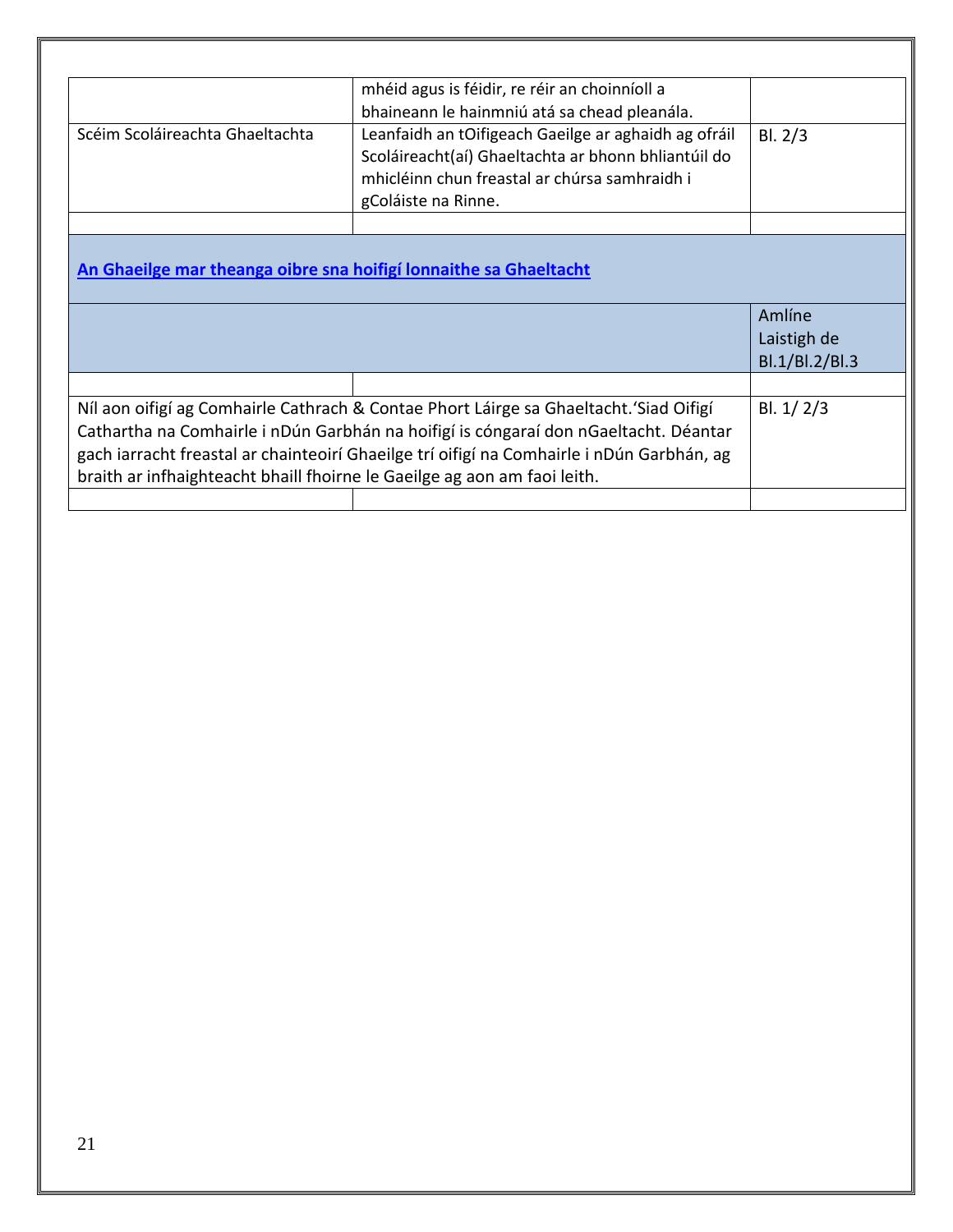| | | |
|---|---|---|
| | mhéid agus is féidir, re réir an choinníoll a bhaineann le hainmniú atá sa chead pleanála. | |
| Scéim Scoláireachta Ghaeltachta | Leanfaidh an tOifigeach Gaeilge ar aghaidh ag ofráil Scoláireacht(aí) Ghaeltachta ar bhonn bhliantúil do mhicléinn chun freastal ar chúrsa samhraidh i gColáiste na Rinne. | Bl. 2/3 |
| | | |

| | | |
|---|---|---|
| **An Ghaeilge mar theanga oibre sna hoifigí lonnaithe sa Ghaeltacht** | | |
| | | Amlíne Laistigh de Bl.1/Bl.2/Bl.3 |
| | | |
| Níl aon oifigí ag Comhairle Cathrach & Contae Phort Láirge sa Ghaeltacht.'Siad Oifigí Cathartha na Comhairle i nDún Garbhán na hoifigí is cóngaraí don nGaeltacht. Déantar gach iarracht freastal ar chainteoirí Ghaeilge trí oifigí na Comhairle i nDún Garbhán, ag braith ar infhaighteacht bhaill fhoirne le Gaeilge ag aon am faoi leith. | | Bl. 1/ 2/3 |
| | | |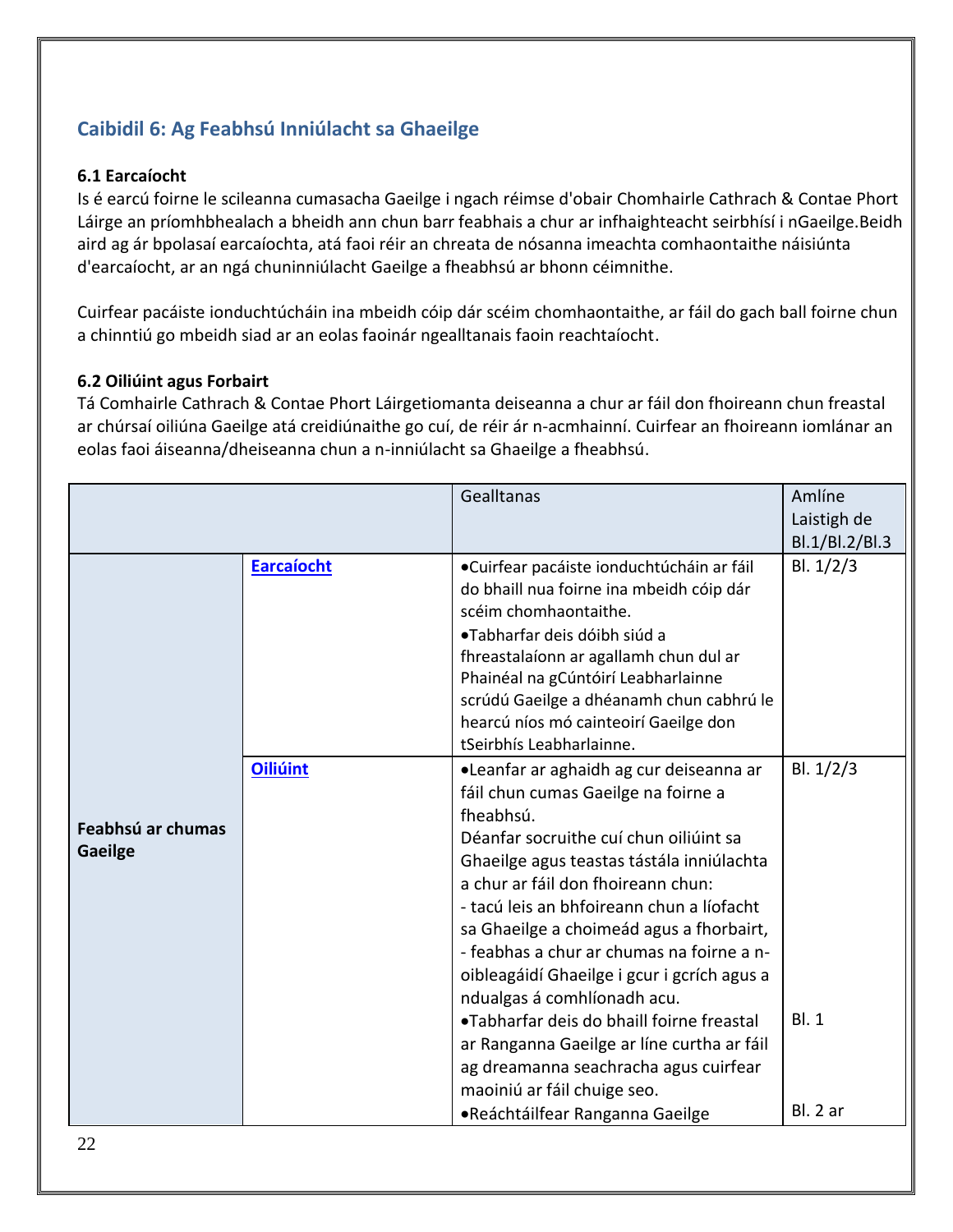## Caibidil 6: Ag Feabhsú Inniúlacht sa Ghaeilge

### 6.1 Earcaíocht

Is é earcú foirne le scileanna cumasacha Gaeilge i ngach réimse d'obair Chomhairle Cathrach & Contae Phort Láirge an príomhbhealach a bheidh ann chun barr feabhais a chur ar infhaigheacht seirbhísí i nGaeilge.Beidh aird ag ár bpolasaí earcaíochta, atá faoi réir an chreata de nósanna imeachta comhaontaithe náisiúnta d'earcaíocht, ar an ngá chuninniúlacht Gaeilge a fheabhsú ar bhonn céimnithe.

Cuirfear pacáiste ionduchtúcháin ina mbeidh cóip dár scéim chomhaontaithe, ar fáil do gach ball foirne chun a chinntiú go mbeidh siad ar an eolas faoinár ngealltanais faoin reachtaíocht.

### 6.2 Oiliúint agus Forbairt

Tá Comhairle Cathrach & Contae Phort Láirgetiomanta deiseanna a chur ar fáil don fhoireann chun freastal ar chúrsaí oiliúna Gaeilge atá creidiúnaithe go cuí, de réir ár n-acmhainní. Cuirfear an fhoireann iomlánar an eolas faoi áiseanna/dheiseanna chun a n-inniúlacht sa Ghaeilge a fheabhsú.

| | | Gealltanas | Amlíne Laistigh de Bl.1/Bl.2/Bl.3 |
|---|---|---|---|
| **Feabhsú ar chumas Gaeilge** | **Earcaíocht** | •Cuirfear pacáiste ionduchtúcháin ar fáil do bhaill nua foirne ina mbeidh cóip dár scéim chomhaontaithe.<br>•Tabharfar deis dóibh siúd a fhreastalaíonn ar agallamh chun dul ar Phainéal na gCúntóirí Leabharlainne scrúdú Gaeilge a dhéanamh chun cabhrú le hearcú níos mó cainteoirí Gaeilge don tSeirbhís Leabharlainne. | Bl. 1/2/3 |
| | **Oiliúint** | •Leanfar ar aghaidh ag cur deiseanna ar fáil chun cumas Gaeilge na foirne a fheabhsú.<br>Déanfar socruithe cuí chun oiliúint sa Ghaeilge agus teastas tástála inniúlachta a chur ar fáil don fhoireann chun:<br>- tacú leis an bhfoireann chun a líofacht sa Ghaeilge a choimeád agus a fhorbairt,<br>- feabhas a chur ar chumas na foirne a n-oibleagáidí Ghaeilge i gcur i gcrích agus a ndualgas á comhlíonadh acu. | Bl. 1/2/3 |
| | | •Tabharfar deis do bhaill foirne freastal ar Ranganna Gaeilge ar líne curtha ar fáil ag dreamanna seachracha agus cuirfear maoiniú ar fáil chuige seo. | Bl. 1 |
| | | •Reáchtáilfear Ranganna Gaeilge | Bl. 2 ar |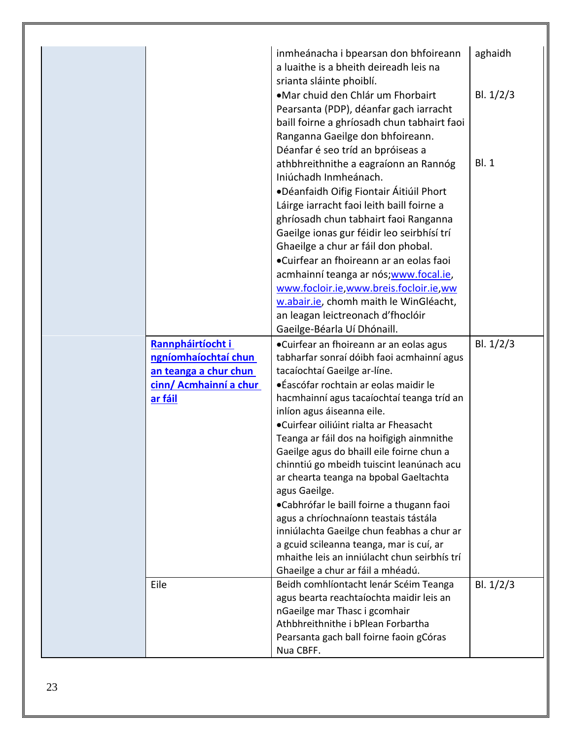| | | | |
|---|---|---|---|
| | | inmheánacha i bpearsan don bhfoireann a luaithe is a bheith deireadh leis na srianta sláinte phoiblí.<br>•Mar chuid den Chlár um Fhorbairt Pearsanta (PDP), déanfar gach iarracht baill foirne a ghríosadh chun tabhairt faoi Ranganna Gaeilge don bhfoireann. Déanfar é seo tríd an bpróiseas a athbhreithnithe a eagraíonn an Rannóg Iniúchadh Inmheánach.<br>•Déanfaidh Oifig Fiontair Áitiúil Phort Láirge iarracht faoi leith baill foirne a ghríosadh chun tabhairt faoi Ranganna Gaeilge ionas gur féidir leo seirbhísí trí Ghaeilge a chur ar fáil don phobal.<br>•Cuirfear an fhoireann ar an eolas faoi acmhainní teanga ar nós;[www.focal.ie](http://www.focal.ie), [www.focloir.ie](http://www.focloir.ie),[www.breis.focloir.ie](http://www.breis.focloir.ie),[www.abair.ie](http://www.abair.ie), chomh maith le WinGléacht, an leagan leictreonach d'fhoclóir Gaeilge-Béarla Uí Dhónaill. | aghaidh<br><br>Bl. 1/2/3<br><br>Bl. 1 |
| | **Rannpháirtíocht i ngníomhaíochtaí chun an teanga a chur chun cinn/ Acmhainní a chur ar fáil** | •Cuirfear an fhoireann ar an eolas agus tabharfar sonraí dóibh faoi acmhainní agus tacaíochtaí Gaeilge ar-líne.<br>•Éascófar rochtain ar eolas maidir le hacmhainní agus tacaíochtaí teanga tríd an inlíon agus áiseanna eile.<br>•Cuirfear oiliúint rialta ar Fheasacht Teanga ar fáil dos na hoifigigh ainmnithe Gaeilge agus do bhaill eile foirne chun a chinntiú go mbeidh tuiscint leanúnach acu ar chearta teanga na bpobal Gaeltachta agus Gaeilge.<br>•Cabhrófar le baill foirne a thugann faoi agus a chríochnaíonn teastais tástála inniúlachta Gaeilge chun feabhas a chur ar a gcuid scileanna teanga, mar is cuí, ar mhaithe leis an inniúlacht chun seirbhís trí Ghaeilge a chur ar fáil a mhéadú. | Bl. 1/2/3 |
| | Eile | Beidh comhlíontacht lenár Scéim Teanga agus bearta reachtaíochta maidir leis an nGaeilge mar Thasc i gcomhair Athbhreithnithe i bPlean Forbartha Pearsanta gach ball foirne faoin gCóras Nua CBFF. | Bl. 1/2/3 |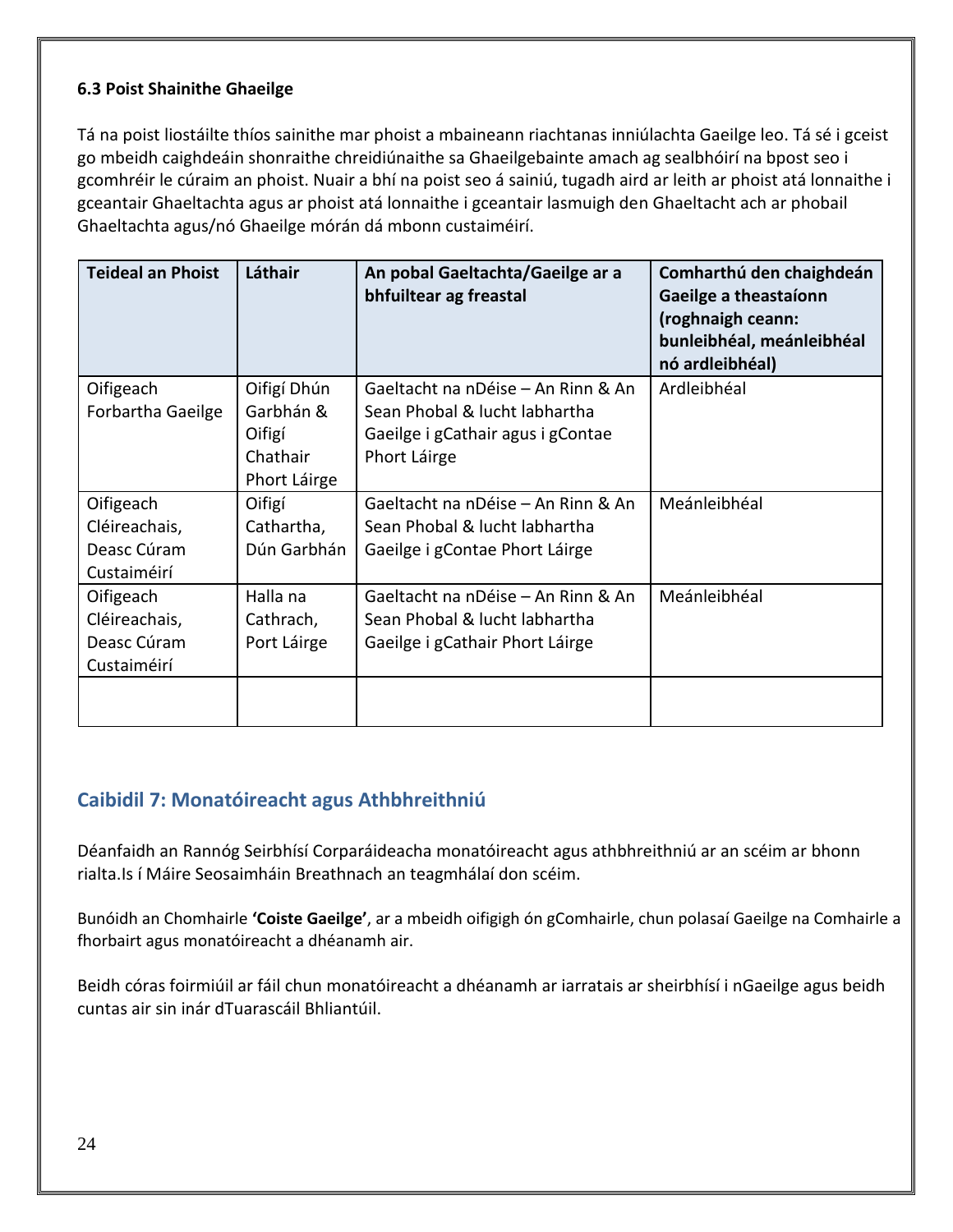### 6.3 Poist Shainithe Ghaeilge

Tá na poist liostáilte thíos sainithe mar phoist a mbaineann riachtanas inniúlachta Gaeilge leo. Tá sé i gceist go mbeidh caighdeáin shonraithe chreidiúnaithe sa Ghaeilgebainte amach ag sealbhóirí na bpost seo i gcomhréir le cúraim an phoist. Nuair a bhí na poist seo á sainiú, tugadh aird ar leith ar phoist atá lonnaithe i gceantair Ghaeltachta agus ar phoist atá lonnaithe i gceantair lasmuigh den Ghaeltacht ach ar phobail Ghaeltachta agus/nó Ghaeilge mórán dá mbonn custaiméirí.

| Teideal an Phoist | Láthair | An pobal Gaeltachta/Gaeilge ar a bhfuiltear ag freastal | Comharthú den chaighdeán Gaeilge a theastaíonn (roghnaigh ceann: bunleibhéal, meánleibhéal nó ardleibhéal) |
|---|---|---|---|
| Oifigeach Forbartha Gaeilge | Oifigí Dhún Garbhán & Oifigí Chathair Phort Láirge | Gaeltacht na nDéise – An Rinn & An Sean Phobal & lucht labhartha Gaeilge i gCathair agus i gContae Phort Láirge | Ardleibhéal |
| Oifigeach Cléireachais, Deasc Cúram Custaiméirí | Oifigí Cathartha, Dún Garbhán | Gaeltacht na nDéise – An Rinn & An Sean Phobal & lucht labhartha Gaeilge i gContae Phort Láirge | Meánleibhéal |
| Oifigeach Cléireachais, Deasc Cúram Custaiméirí | Halla na Cathrach, Port Láirge | Gaeltacht na nDéise – An Rinn & An Sean Phobal & lucht labhartha Gaeilge i gCathair Phort Láirge | Meánleibhéal |
| | | | |

## Caibidil 7: Monatóireacht agus Athbhreithniú

Déanfaidh an Rannóg Seirbhísí Corparáideacha monatóireacht agus athbhreithniú ar an scéim ar bhonn rialta.Is í Máire Seosaimháin Breathnach an teagmhálaí don scéim.

Bunóidh an Chomhairle **'Coiste Gaeilge'**, ar a mbeidh oifigigh ón gComhairle, chun polasaí Gaeilge na Comhairle a fhorbairt agus monatóireacht a dhéanamh air.

Beidh córas foirmiúil ar fáil chun monatóireacht a dhéanamh ar iarratais ar sheirbhísí i nGaeilge agus beidh cuntas air sin inár dTuarascáil Bhliantúil.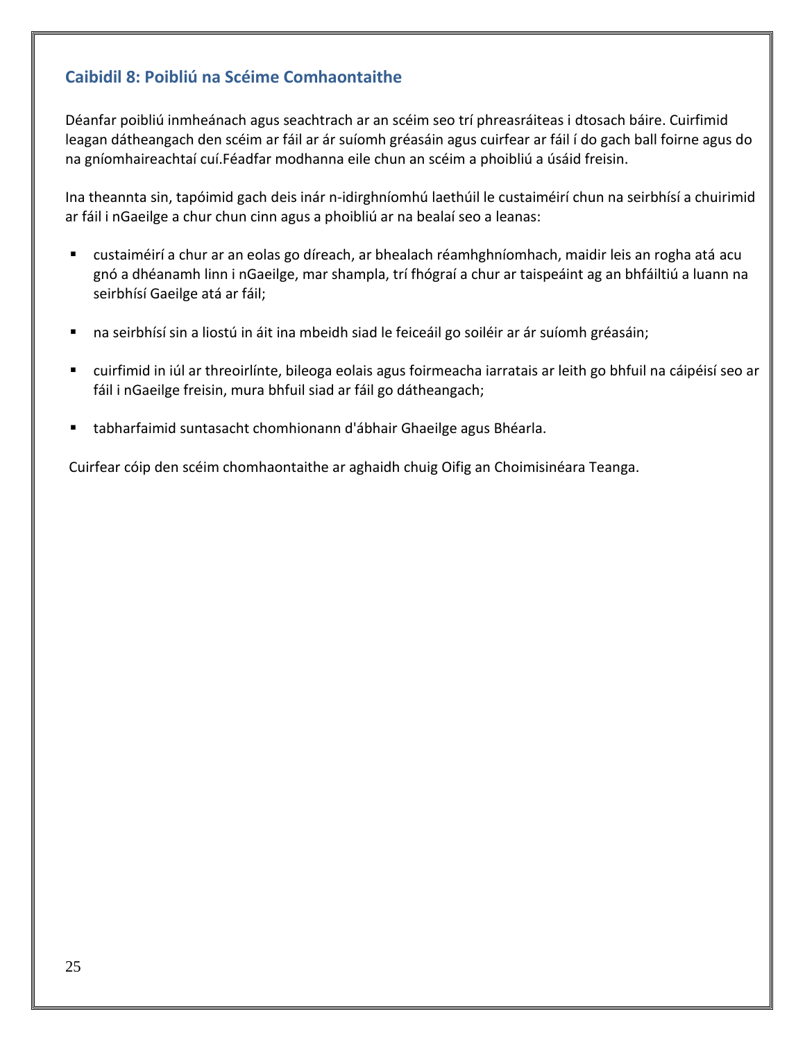## Caibidil 8: Poibliú na Scéime Comhaontaithe

Déanfar poibliú inmheánach agus seachtrach ar an scéim seo trí phreasráiteas i dtosach báire. Cuirfimid leagan dátheangach den scéim ar fáil ar ár suíomh gréasáin agus cuirfear ar fáil í do gach ball foirne agus do na gníomhaireachtaí cuí.Féadfar modhanna eile chun an scéim a phoibliú a úsáid freisin.

Ina theannta sin, tapóimid gach deis inár n-idirghníomhú laethúil le custaiméirí chun na seirbhísí a chuirimid ar fáil i nGaeilge a chur chun cinn agus a phoibliú ar na bealaí seo a leanas:

- custaiméirí a chur ar an eolas go díreach, ar bhealach réamhghníomhach, maidir leis an rogha atá acu gnó a dhéanamh linn i nGaeilge, mar shampla, trí fhógraí a chur ar taispeáint ag an bhfáiltiú a luann na seirbhísí Gaeilge atá ar fáil;
- na seirbhísí sin a liostú in áit ina mbeidh siad le feiceáil go soiléir ar ár suíomh gréasáin;
- cuirfimid in iúl ar threoirlínte, bileoga eolais agus foirmeacha iarratais ar leith go bhfuil na cáipéisí seo ar fáil i nGaeilge freisin, mura bhfuil siad ar fáil go dátheangach;
- tabharfaimid suntasacht chomhionann d'ábhair Ghaeilge agus Bhéarla.

Cuirfear cóip den scéim chomhaontaithe ar aghaidh chuig Oifig an Choimisinéara Teanga.